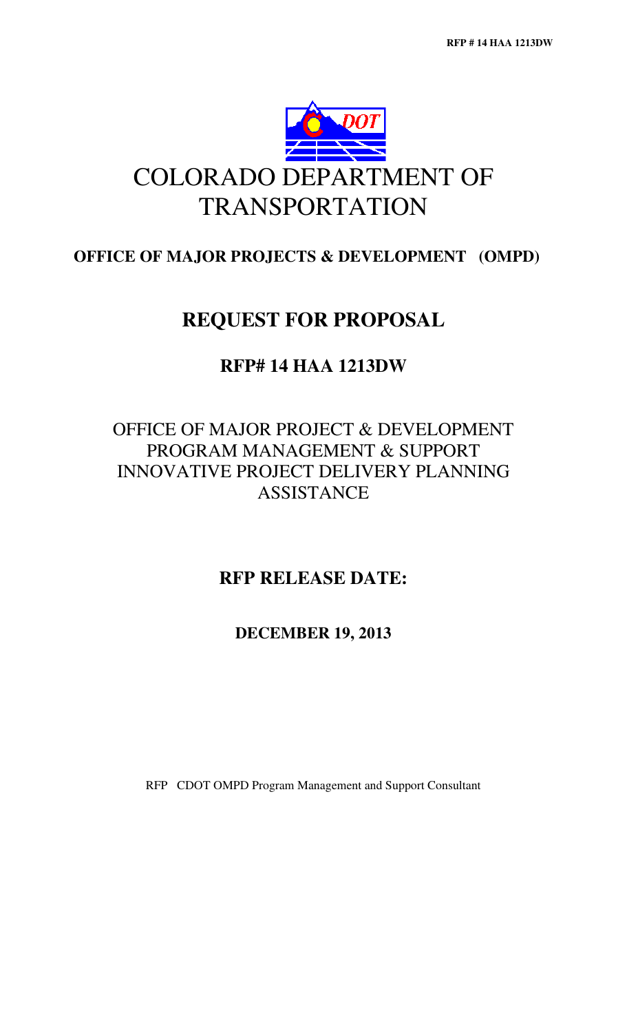# COLORADO DEPARTMENT OF TRANSPORTATION

## OFFICE OF MAJOR PROJECTS & DEVELOPMENT (OMPD)

# REQUEST FOR PROPOSAL

## RFP# 14 HAA 1213DW

OFFICE OF MAJOR PROJECT & DEVELOPMENT
PROGRAM MANAGEMENT & SUPPORT
INNOVATIVE PROJECT DELIVERY PLANNING
ASSISTANCE

## RFP RELEASE DATE:

**DECEMBER 19, 2013**

RFP CDOT OMPD Program Management and Support Consultant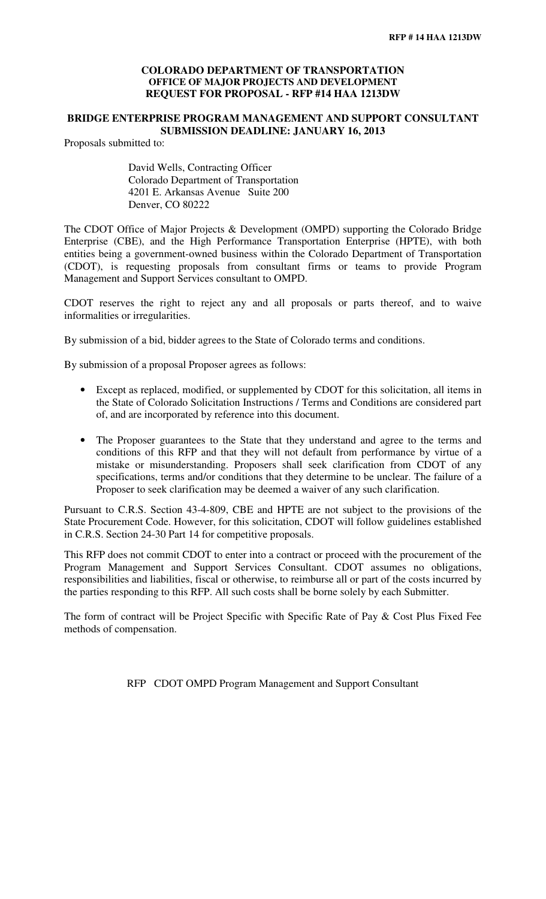**COLORADO DEPARTMENT OF TRANSPORTATION**
**OFFICE OF MAJOR PROJECTS AND DEVELOPMENT**
**REQUEST FOR PROPOSAL - RFP #14 HAA 1213DW**

**BRIDGE ENTERPRISE PROGRAM MANAGEMENT AND SUPPORT CONSULTANT**
**SUBMISSION DEADLINE: JANUARY 16, 2013**

Proposals submitted to:

David Wells, Contracting Officer
Colorado Department of Transportation
4201 E. Arkansas Avenue Suite 200
Denver, CO 80222

The CDOT Office of Major Projects & Development (OMPD) supporting the Colorado Bridge Enterprise (CBE), and the High Performance Transportation Enterprise (HPTE), with both entities being a government-owned business within the Colorado Department of Transportation (CDOT), is requesting proposals from consultant firms or teams to provide Program Management and Support Services consultant to OMPD.

CDOT reserves the right to reject any and all proposals or parts thereof, and to waive informalities or irregularities.

By submission of a bid, bidder agrees to the State of Colorado terms and conditions.

By submission of a proposal Proposer agrees as follows:

- Except as replaced, modified, or supplemented by CDOT for this solicitation, all items in the State of Colorado Solicitation Instructions / Terms and Conditions are considered part of, and are incorporated by reference into this document.
- The Proposer guarantees to the State that they understand and agree to the terms and conditions of this RFP and that they will not default from performance by virtue of a mistake or misunderstanding. Proposers shall seek clarification from CDOT of any specifications, terms and/or conditions that they determine to be unclear. The failure of a Proposer to seek clarification may be deemed a waiver of any such clarification.

Pursuant to C.R.S. Section 43-4-809, CBE and HPTE are not subject to the provisions of the State Procurement Code. However, for this solicitation, CDOT will follow guidelines established in C.R.S. Section 24-30 Part 14 for competitive proposals.

This RFP does not commit CDOT to enter into a contract or proceed with the procurement of the Program Management and Support Services Consultant. CDOT assumes no obligations, responsibilities and liabilities, fiscal or otherwise, to reimburse all or part of the costs incurred by the parties responding to this RFP. All such costs shall be borne solely by each Submitter.

The form of contract will be Project Specific with Specific Rate of Pay & Cost Plus Fixed Fee methods of compensation.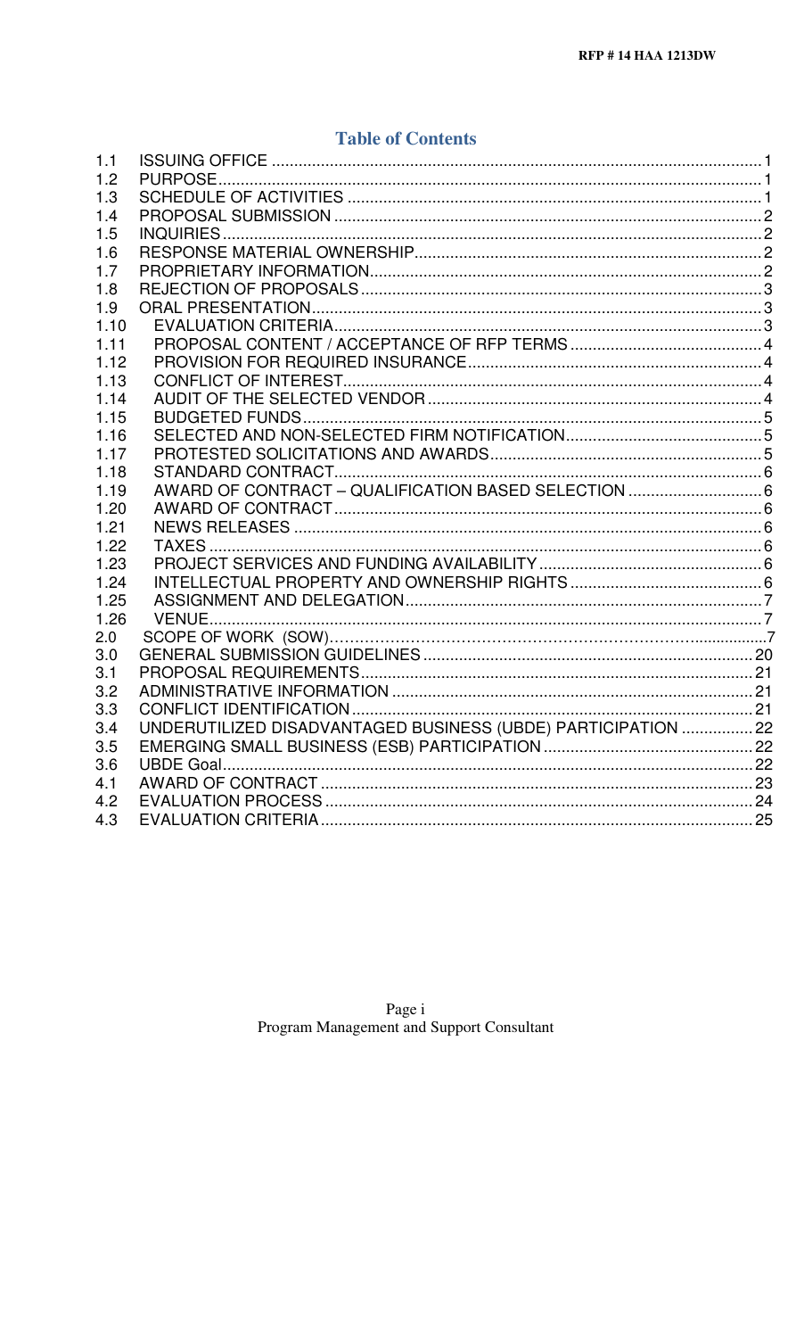## Table of Contents

| | | |
|---|---|---|
| 1.1 | ISSUING OFFICE | 1 |
| 1.2 | PURPOSE | 1 |
| 1.3 | SCHEDULE OF ACTIVITIES | 1 |
| 1.4 | PROPOSAL SUBMISSION | 2 |
| 1.5 | INQUIRIES | 2 |
| 1.6 | RESPONSE MATERIAL OWNERSHIP | 2 |
| 1.7 | PROPRIETARY INFORMATION | 2 |
| 1.8 | REJECTION OF PROPOSALS | 3 |
| 1.9 | ORAL PRESENTATION | 3 |
| 1.10 | EVALUATION CRITERIA | 3 |
| 1.11 | PROPOSAL CONTENT / ACCEPTANCE OF RFP TERMS | 4 |
| 1.12 | PROVISION FOR REQUIRED INSURANCE | 4 |
| 1.13 | CONFLICT OF INTEREST | 4 |
| 1.14 | AUDIT OF THE SELECTED VENDOR | 4 |
| 1.15 | BUDGETED FUNDS | 5 |
| 1.16 | SELECTED AND NON-SELECTED FIRM NOTIFICATION | 5 |
| 1.17 | PROTESTED SOLICITATIONS AND AWARDS | 5 |
| 1.18 | STANDARD CONTRACT | 6 |
| 1.19 | AWARD OF CONTRACT – QUALIFICATION BASED SELECTION | 6 |
| 1.20 | AWARD OF CONTRACT | 6 |
| 1.21 | NEWS RELEASES | 6 |
| 1.22 | TAXES | 6 |
| 1.23 | PROJECT SERVICES AND FUNDING AVAILABILITY | 6 |
| 1.24 | INTELLECTUAL PROPERTY AND OWNERSHIP RIGHTS | 6 |
| 1.25 | ASSIGNMENT AND DELEGATION | 7 |
| 1.26 | VENUE | 7 |
| 2.0 | SCOPE OF WORK (SOW) | 7 |
| 3.0 | GENERAL SUBMISSION GUIDELINES | 20 |
| 3.1 | PROPOSAL REQUIREMENTS | 21 |
| 3.2 | ADMINISTRATIVE INFORMATION | 21 |
| 3.3 | CONFLICT IDENTIFICATION | 21 |
| 3.4 | UNDERUTILIZED DISADVANTAGED BUSINESS (UBDE) PARTICIPATION | 22 |
| 3.5 | EMERGING SMALL BUSINESS (ESB) PARTICIPATION | 22 |
| 3.6 | UBDE Goal | 22 |
| 4.1 | AWARD OF CONTRACT | 23 |
| 4.2 | EVALUATION PROCESS | 24 |
| 4.3 | EVALUATION CRITERIA | 25 |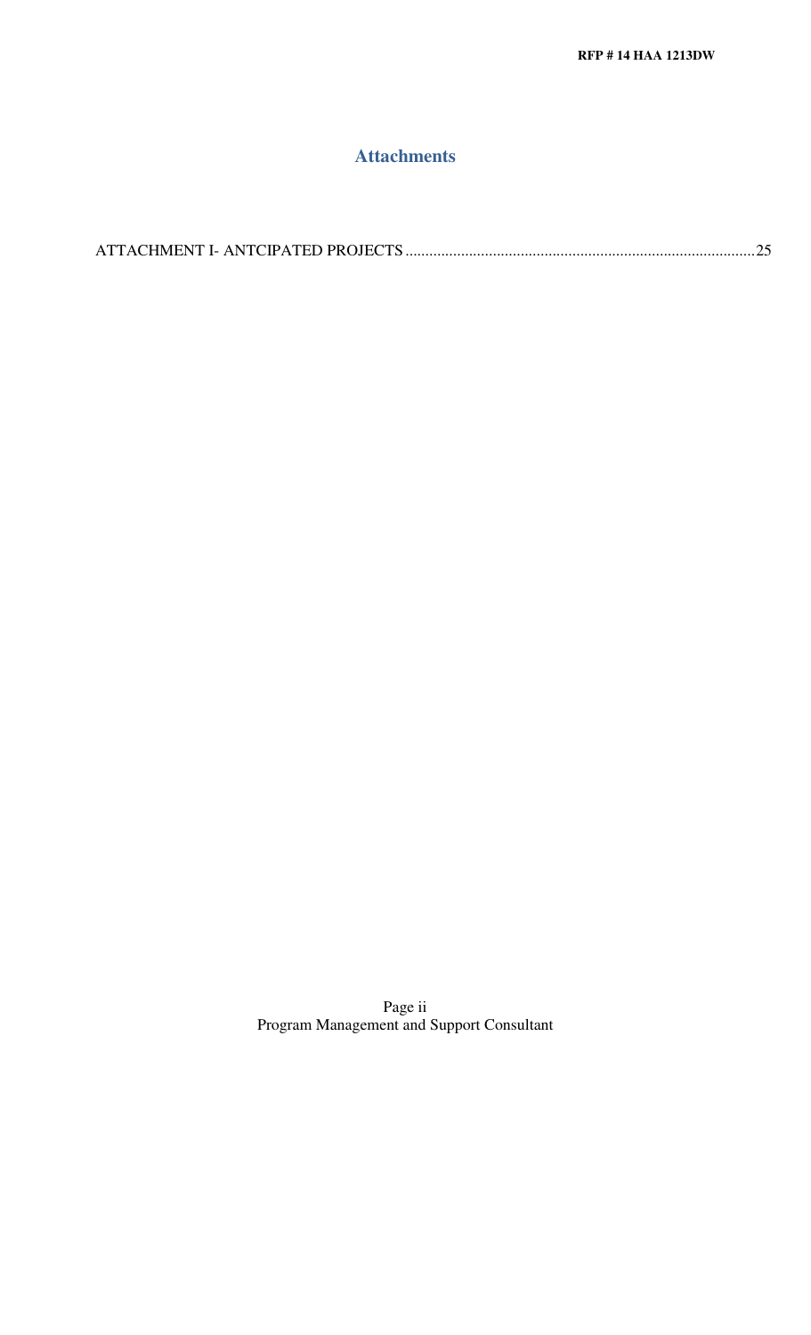## Attachments

ATTACHMENT I- ANTCIPATED PROJECTS ........................................................................................ 25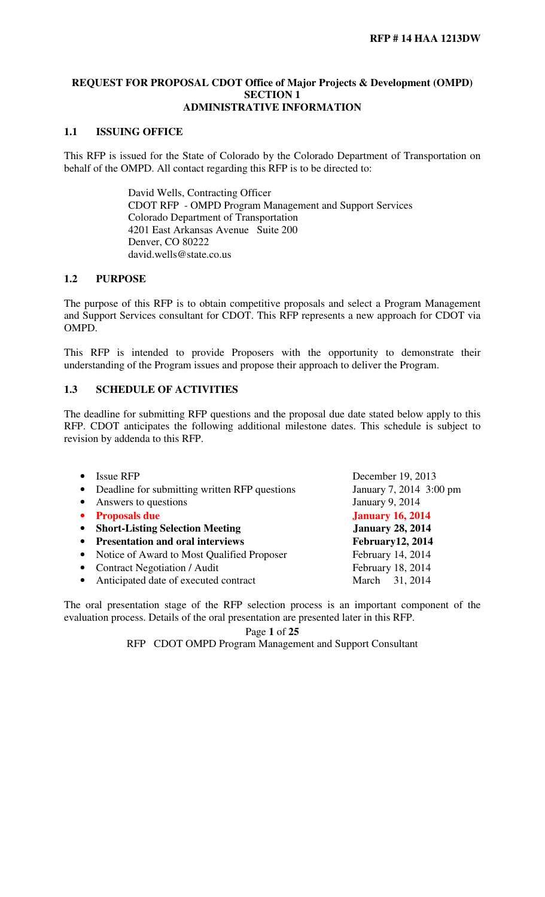**RFP # 14 HAA 1213DW**

## REQUEST FOR PROPOSAL CDOT Office of Major Projects & Development (OMPD) SECTION 1 ADMINISTRATIVE INFORMATION

### 1.1 ISSUING OFFICE

This RFP is issued for the State of Colorado by the Colorado Department of Transportation on behalf of the OMPD. All contact regarding this RFP is to be directed to:

> David Wells, Contracting Officer
> CDOT RFP - OMPD Program Management and Support Services
> Colorado Department of Transportation
> 4201 East Arkansas Avenue Suite 200
> Denver, CO 80222
> david.wells@state.co.us

### 1.2 PURPOSE

The purpose of this RFP is to obtain competitive proposals and select a Program Management and Support Services consultant for CDOT. This RFP represents a new approach for CDOT via OMPD.

This RFP is intended to provide Proposers with the opportunity to demonstrate their understanding of the Program issues and propose their approach to deliver the Program.

### 1.3 SCHEDULE OF ACTIVITIES

The deadline for submitting RFP questions and the proposal due date stated below apply to this RFP. CDOT anticipates the following additional milestone dates. This schedule is subject to revision by addenda to this RFP.

| | |
|---|---|
| • Issue RFP | December 19, 2013 |
| • Deadline for submitting written RFP questions | January 7, 2014 3:00 pm |
| • Answers to questions | January 9, 2014 |
| • **Proposals due** | **January 16, 2014** |
| • **Short-Listing Selection Meeting** | **January 28, 2014** |
| • **Presentation and oral interviews** | **February12, 2014** |
| • Notice of Award to Most Qualified Proposer | February 14, 2014 |
| • Contract Negotiation / Audit | February 18, 2014 |
| • Anticipated date of executed contract | March 31, 2014 |

The oral presentation stage of the RFP selection process is an important component of the evaluation process. Details of the oral presentation are presented later in this RFP.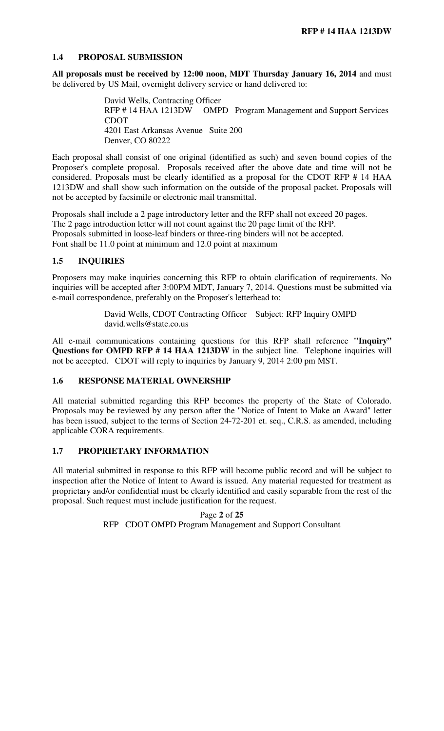## 1.4 PROPOSAL SUBMISSION

**All proposals must be received by 12:00 noon, MDT Thursday January 16, 2014** and must be delivered by US Mail, overnight delivery service or hand delivered to:

> David Wells, Contracting Officer
> RFP # 14 HAA 1213DW OMPD Program Management and Support Services
> CDOT
> 4201 East Arkansas Avenue Suite 200
> Denver, CO 80222

Each proposal shall consist of one original (identified as such) and seven bound copies of the Proposer's complete proposal. Proposals received after the above date and time will not be considered. Proposals must be clearly identified as a proposal for the CDOT RFP # 14 HAA 1213DW and shall show such information on the outside of the proposal packet. Proposals will not be accepted by facsimile or electronic mail transmittal.

Proposals shall include a 2 page introductory letter and the RFP shall not exceed 20 pages.
The 2 page introduction letter will not count against the 20 page limit of the RFP.
Proposals submitted in loose-leaf binders or three-ring binders will not be accepted.
Font shall be 11.0 point at minimum and 12.0 point at maximum

## 1.5 INQUIRIES

Proposers may make inquiries concerning this RFP to obtain clarification of requirements. No inquiries will be accepted after 3:00PM MDT, January 7, 2014. Questions must be submitted via e-mail correspondence, preferably on the Proposer's letterhead to:

> David Wells, CDOT Contracting Officer Subject: RFP Inquiry OMPD
> david.wells@state.co.us

All e-mail communications containing questions for this RFP shall reference **"Inquiry" Questions for OMPD RFP # 14 HAA 1213DW** in the subject line. Telephone inquiries will not be accepted. CDOT will reply to inquiries by January 9, 2014 2:00 pm MST.

## 1.6 RESPONSE MATERIAL OWNERSHIP

All material submitted regarding this RFP becomes the property of the State of Colorado. Proposals may be reviewed by any person after the "Notice of Intent to Make an Award" letter has been issued, subject to the terms of Section 24-72-201 et. seq., C.R.S. as amended, including applicable CORA requirements.

## 1.7 PROPRIETARY INFORMATION

All material submitted in response to this RFP will become public record and will be subject to inspection after the Notice of Intent to Award is issued. Any material requested for treatment as proprietary and/or confidential must be clearly identified and easily separable from the rest of the proposal. Such request must include justification for the request.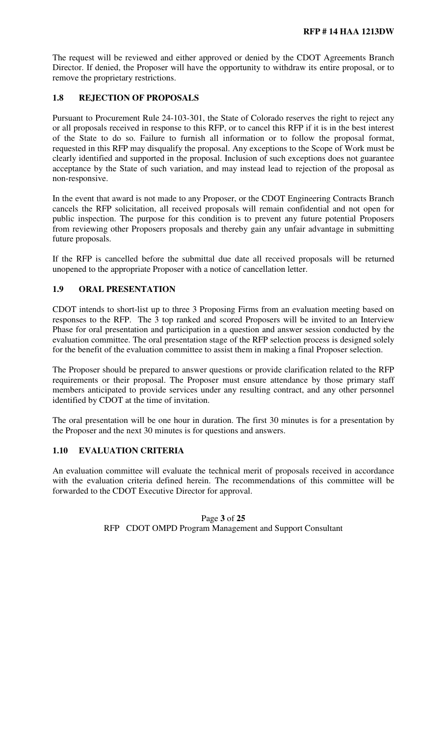The request will be reviewed and either approved or denied by the CDOT Agreements Branch Director. If denied, the Proposer will have the opportunity to withdraw its entire proposal, or to remove the proprietary restrictions.

## 1.8 REJECTION OF PROPOSALS

Pursuant to Procurement Rule 24-103-301, the State of Colorado reserves the right to reject any or all proposals received in response to this RFP, or to cancel this RFP if it is in the best interest of the State to do so. Failure to furnish all information or to follow the proposal format, requested in this RFP may disqualify the proposal. Any exceptions to the Scope of Work must be clearly identified and supported in the proposal. Inclusion of such exceptions does not guarantee acceptance by the State of such variation, and may instead lead to rejection of the proposal as non-responsive.

In the event that award is not made to any Proposer, or the CDOT Engineering Contracts Branch cancels the RFP solicitation, all received proposals will remain confidential and not open for public inspection. The purpose for this condition is to prevent any future potential Proposers from reviewing other Proposers proposals and thereby gain any unfair advantage in submitting future proposals.

If the RFP is cancelled before the submittal due date all received proposals will be returned unopened to the appropriate Proposer with a notice of cancellation letter.

## 1.9 ORAL PRESENTATION

CDOT intends to short-list up to three 3 Proposing Firms from an evaluation meeting based on responses to the RFP. The 3 top ranked and scored Proposers will be invited to an Interview Phase for oral presentation and participation in a question and answer session conducted by the evaluation committee. The oral presentation stage of the RFP selection process is designed solely for the benefit of the evaluation committee to assist them in making a final Proposer selection.

The Proposer should be prepared to answer questions or provide clarification related to the RFP requirements or their proposal. The Proposer must ensure attendance by those primary staff members anticipated to provide services under any resulting contract, and any other personnel identified by CDOT at the time of invitation.

The oral presentation will be one hour in duration. The first 30 minutes is for a presentation by the Proposer and the next 30 minutes is for questions and answers.

## 1.10 EVALUATION CRITERIA

An evaluation committee will evaluate the technical merit of proposals received in accordance with the evaluation criteria defined herein. The recommendations of this committee will be forwarded to the CDOT Executive Director for approval.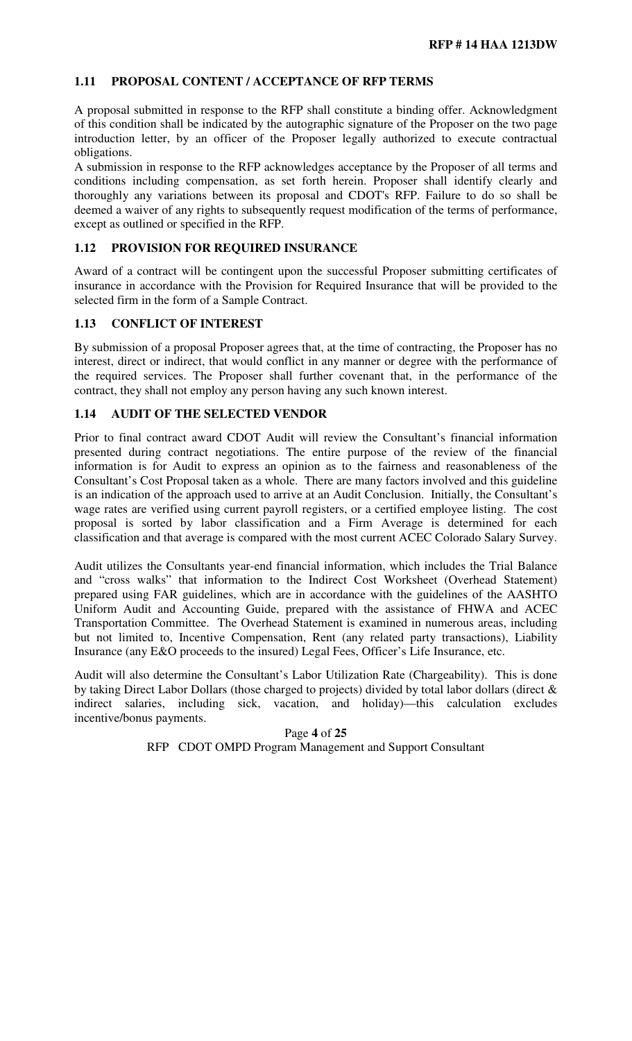### 1.11 PROPOSAL CONTENT / ACCEPTANCE OF RFP TERMS

A proposal submitted in response to the RFP shall constitute a binding offer. Acknowledgment of this condition shall be indicated by the autographic signature of the Proposer on the two page introduction letter, by an officer of the Proposer legally authorized to execute contractual obligations.

A submission in response to the RFP acknowledges acceptance by the Proposer of all terms and conditions including compensation, as set forth herein. Proposer shall identify clearly and thoroughly any variations between its proposal and CDOT's RFP. Failure to do so shall be deemed a waiver of any rights to subsequently request modification of the terms of performance, except as outlined or specified in the RFP.

### 1.12 PROVISION FOR REQUIRED INSURANCE

Award of a contract will be contingent upon the successful Proposer submitting certificates of insurance in accordance with the Provision for Required Insurance that will be provided to the selected firm in the form of a Sample Contract.

### 1.13 CONFLICT OF INTEREST

By submission of a proposal Proposer agrees that, at the time of contracting, the Proposer has no interest, direct or indirect, that would conflict in any manner or degree with the performance of the required services. The Proposer shall further covenant that, in the performance of the contract, they shall not employ any person having any such known interest.

### 1.14 AUDIT OF THE SELECTED VENDOR

Prior to final contract award CDOT Audit will review the Consultant's financial information presented during contract negotiations. The entire purpose of the review of the financial information is for Audit to express an opinion as to the fairness and reasonableness of the Consultant's Cost Proposal taken as a whole. There are many factors involved and this guideline is an indication of the approach used to arrive at an Audit Conclusion. Initially, the Consultant's wage rates are verified using current payroll registers, or a certified employee listing. The cost proposal is sorted by labor classification and a Firm Average is determined for each classification and that average is compared with the most current ACEC Colorado Salary Survey.

Audit utilizes the Consultants year-end financial information, which includes the Trial Balance and "cross walks" that information to the Indirect Cost Worksheet (Overhead Statement) prepared using FAR guidelines, which are in accordance with the guidelines of the AASHTO Uniform Audit and Accounting Guide, prepared with the assistance of FHWA and ACEC Transportation Committee. The Overhead Statement is examined in numerous areas, including but not limited to, Incentive Compensation, Rent (any related party transactions), Liability Insurance (any E&O proceeds to the insured) Legal Fees, Officer's Life Insurance, etc.

Audit will also determine the Consultant's Labor Utilization Rate (Chargeability). This is done by taking Direct Labor Dollars (those charged to projects) divided by total labor dollars (direct & indirect salaries, including sick, vacation, and holiday)—this calculation excludes incentive/bonus payments.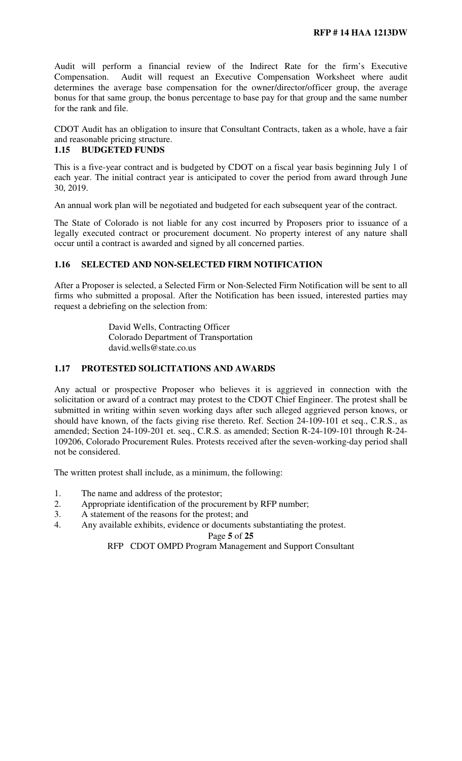Audit will perform a financial review of the Indirect Rate for the firm's Executive Compensation. Audit will request an Executive Compensation Worksheet where audit determines the average base compensation for the owner/director/officer group, the average bonus for that same group, the bonus percentage to base pay for that group and the same number for the rank and file.

CDOT Audit has an obligation to insure that Consultant Contracts, taken as a whole, have a fair and reasonable pricing structure.

## 1.15 BUDGETED FUNDS

This is a five-year contract and is budgeted by CDOT on a fiscal year basis beginning July 1 of each year. The initial contract year is anticipated to cover the period from award through June 30, 2019.

An annual work plan will be negotiated and budgeted for each subsequent year of the contract.

The State of Colorado is not liable for any cost incurred by Proposers prior to issuance of a legally executed contract or procurement document. No property interest of any nature shall occur until a contract is awarded and signed by all concerned parties.

## 1.16 SELECTED AND NON-SELECTED FIRM NOTIFICATION

After a Proposer is selected, a Selected Firm or Non-Selected Firm Notification will be sent to all firms who submitted a proposal. After the Notification has been issued, interested parties may request a debriefing on the selection from:

David Wells, Contracting Officer
Colorado Department of Transportation
david.wells@state.co.us

## 1.17 PROTESTED SOLICITATIONS AND AWARDS

Any actual or prospective Proposer who believes it is aggrieved in connection with the solicitation or award of a contract may protest to the CDOT Chief Engineer. The protest shall be submitted in writing within seven working days after such alleged aggrieved person knows, or should have known, of the facts giving rise thereto. Ref. Section 24-109-101 et seq., C.R.S., as amended; Section 24-109-201 et. seq., C.R.S. as amended; Section R-24-109-101 through R-24-109206, Colorado Procurement Rules. Protests received after the seven-working-day period shall not be considered.

The written protest shall include, as a minimum, the following:

1. The name and address of the protestor;
2. Appropriate identification of the procurement by RFP number;
3. A statement of the reasons for the protest; and
4. Any available exhibits, evidence or documents substantiating the protest.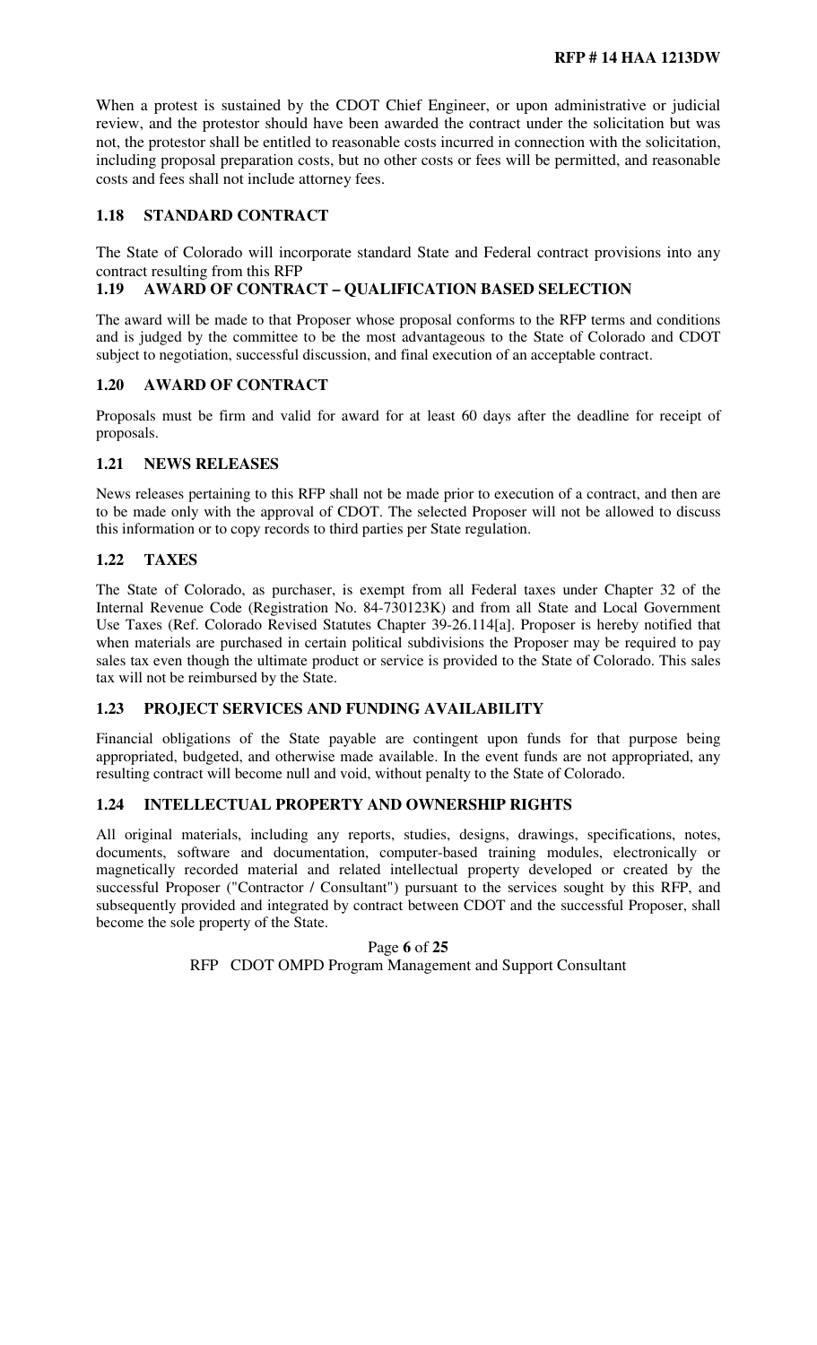When a protest is sustained by the CDOT Chief Engineer, or upon administrative or judicial review, and the protestor should have been awarded the contract under the solicitation but was not, the protestor shall be entitled to reasonable costs incurred in connection with the solicitation, including proposal preparation costs, but no other costs or fees will be permitted, and reasonable costs and fees shall not include attorney fees.

### 1.18 STANDARD CONTRACT

The State of Colorado will incorporate standard State and Federal contract provisions into any contract resulting from this RFP

### 1.19 AWARD OF CONTRACT – QUALIFICATION BASED SELECTION

The award will be made to that Proposer whose proposal conforms to the RFP terms and conditions and is judged by the committee to be the most advantageous to the State of Colorado and CDOT subject to negotiation, successful discussion, and final execution of an acceptable contract.

### 1.20 AWARD OF CONTRACT

Proposals must be firm and valid for award for at least 60 days after the deadline for receipt of proposals.

### 1.21 NEWS RELEASES

News releases pertaining to this RFP shall not be made prior to execution of a contract, and then are to be made only with the approval of CDOT. The selected Proposer will not be allowed to discuss this information or to copy records to third parties per State regulation.

### 1.22 TAXES

The State of Colorado, as purchaser, is exempt from all Federal taxes under Chapter 32 of the Internal Revenue Code (Registration No. 84-730123K) and from all State and Local Government Use Taxes (Ref. Colorado Revised Statutes Chapter 39-26.114[a]. Proposer is hereby notified that when materials are purchased in certain political subdivisions the Proposer may be required to pay sales tax even though the ultimate product or service is provided to the State of Colorado. This sales tax will not be reimbursed by the State.

### 1.23 PROJECT SERVICES AND FUNDING AVAILABILITY

Financial obligations of the State payable are contingent upon funds for that purpose being appropriated, budgeted, and otherwise made available. In the event funds are not appropriated, any resulting contract will become null and void, without penalty to the State of Colorado.

### 1.24 INTELLECTUAL PROPERTY AND OWNERSHIP RIGHTS

All original materials, including any reports, studies, designs, drawings, specifications, notes, documents, software and documentation, computer-based training modules, electronically or magnetically recorded material and related intellectual property developed or created by the successful Proposer ("Contractor / Consultant") pursuant to the services sought by this RFP, and subsequently provided and integrated by contract between CDOT and the successful Proposer, shall become the sole property of the State.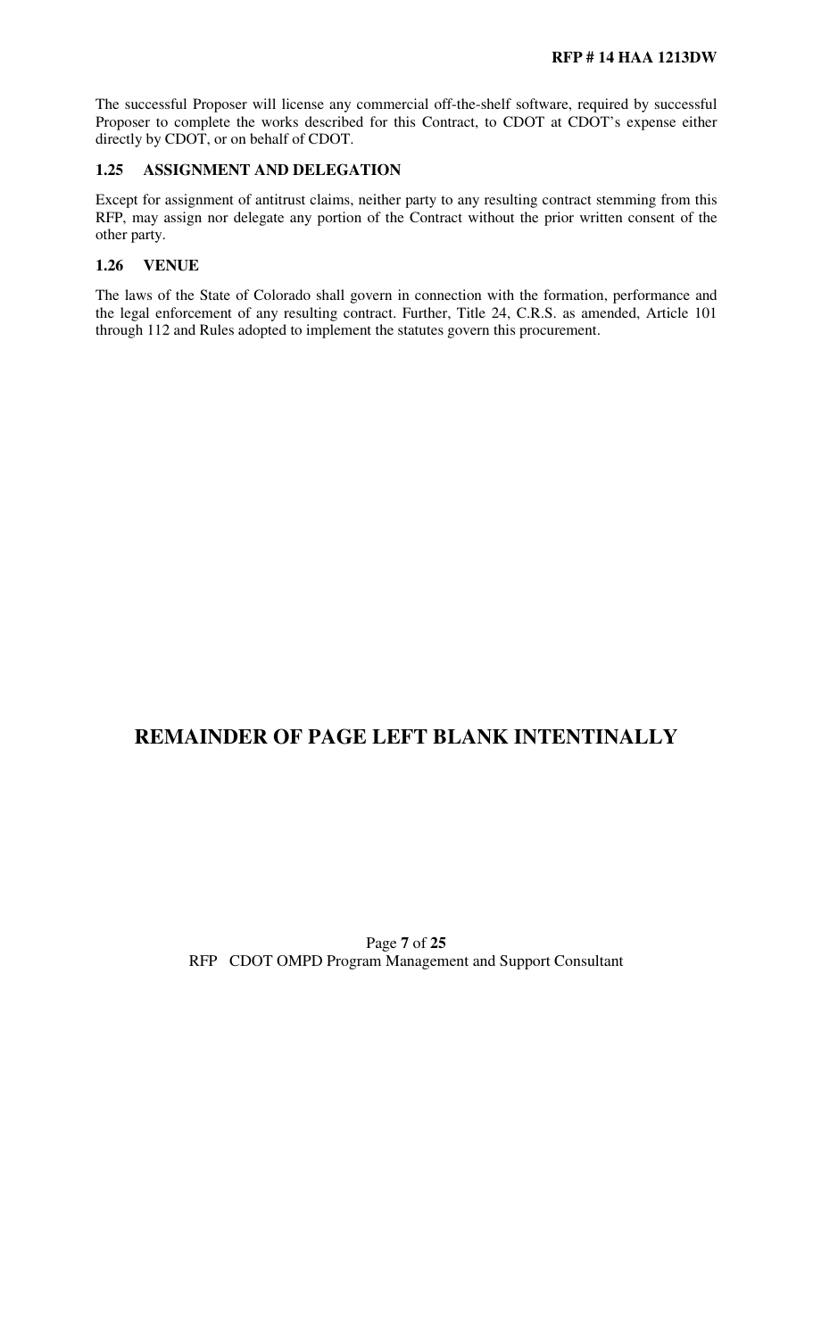The successful Proposer will license any commercial off-the-shelf software, required by successful Proposer to complete the works described for this Contract, to CDOT at CDOT's expense either directly by CDOT, or on behalf of CDOT.

### 1.25 ASSIGNMENT AND DELEGATION

Except for assignment of antitrust claims, neither party to any resulting contract stemming from this RFP, may assign nor delegate any portion of the Contract without the prior written consent of the other party.

### 1.26 VENUE

The laws of the State of Colorado shall govern in connection with the formation, performance and the legal enforcement of any resulting contract. Further, Title 24, C.R.S. as amended, Article 101 through 112 and Rules adopted to implement the statutes govern this procurement.

## REMAINDER OF PAGE LEFT BLANK INTENTINALLY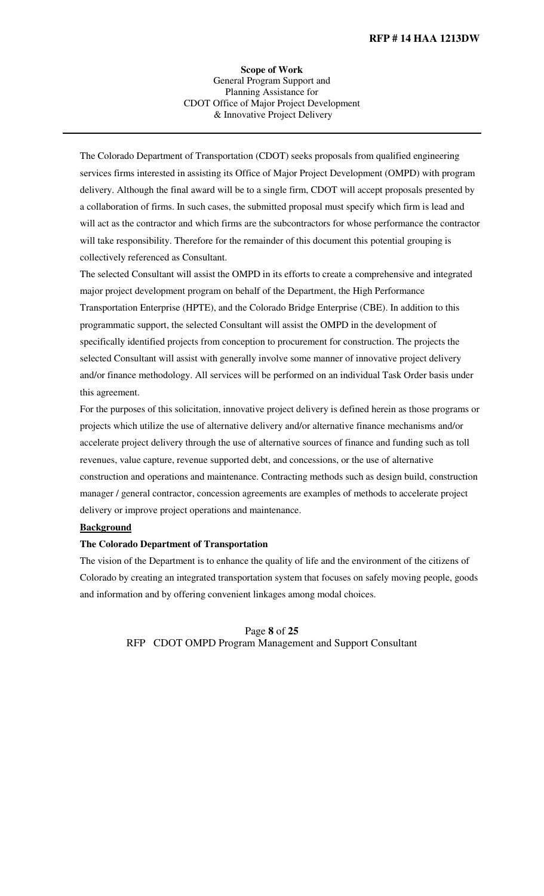**Scope of Work**
General Program Support and
Planning Assistance for
CDOT Office of Major Project Development
& Innovative Project Delivery

---

The Colorado Department of Transportation (CDOT) seeks proposals from qualified engineering services firms interested in assisting its Office of Major Project Development (OMPD) with program delivery. Although the final award will be to a single firm, CDOT will accept proposals presented by a collaboration of firms. In such cases, the submitted proposal must specify which firm is lead and will act as the contractor and which firms are the subcontractors for whose performance the contractor will take responsibility. Therefore for the remainder of this document this potential grouping is collectively referenced as Consultant.

The selected Consultant will assist the OMPD in its efforts to create a comprehensive and integrated major project development program on behalf of the Department, the High Performance Transportation Enterprise (HPTE), and the Colorado Bridge Enterprise (CBE). In addition to this programmatic support, the selected Consultant will assist the OMPD in the development of specifically identified projects from conception to procurement for construction. The projects the selected Consultant will assist with generally involve some manner of innovative project delivery and/or finance methodology. All services will be performed on an individual Task Order basis under this agreement.

For the purposes of this solicitation, innovative project delivery is defined herein as those programs or projects which utilize the use of alternative delivery and/or alternative finance mechanisms and/or accelerate project delivery through the use of alternative sources of finance and funding such as toll revenues, value capture, revenue supported debt, and concessions, or the use of alternative construction and operations and maintenance. Contracting methods such as design build, construction manager / general contractor, concession agreements are examples of methods to accelerate project delivery or improve project operations and maintenance.

**Background**

**The Colorado Department of Transportation**

The vision of the Department is to enhance the quality of life and the environment of the citizens of Colorado by creating an integrated transportation system that focuses on safely moving people, goods and information and by offering convenient linkages among modal choices.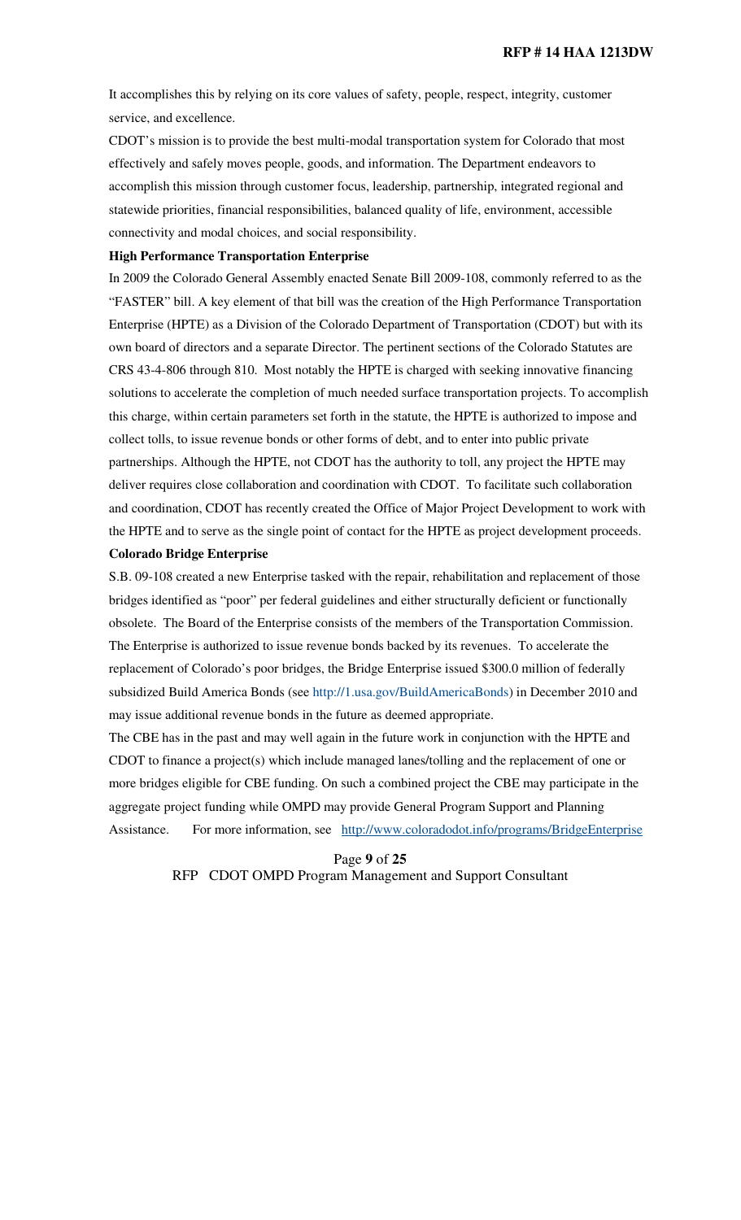It accomplishes this by relying on its core values of safety, people, respect, integrity, customer service, and excellence.

CDOT's mission is to provide the best multi-modal transportation system for Colorado that most effectively and safely moves people, goods, and information. The Department endeavors to accomplish this mission through customer focus, leadership, partnership, integrated regional and statewide priorities, financial responsibilities, balanced quality of life, environment, accessible connectivity and modal choices, and social responsibility.

**High Performance Transportation Enterprise**

In 2009 the Colorado General Assembly enacted Senate Bill 2009-108, commonly referred to as the "FASTER" bill. A key element of that bill was the creation of the High Performance Transportation Enterprise (HPTE) as a Division of the Colorado Department of Transportation (CDOT) but with its own board of directors and a separate Director. The pertinent sections of the Colorado Statutes are CRS 43-4-806 through 810. Most notably the HPTE is charged with seeking innovative financing solutions to accelerate the completion of much needed surface transportation projects. To accomplish this charge, within certain parameters set forth in the statute, the HPTE is authorized to impose and collect tolls, to issue revenue bonds or other forms of debt, and to enter into public private partnerships. Although the HPTE, not CDOT has the authority to toll, any project the HPTE may deliver requires close collaboration and coordination with CDOT. To facilitate such collaboration and coordination, CDOT has recently created the Office of Major Project Development to work with the HPTE and to serve as the single point of contact for the HPTE as project development proceeds.

**Colorado Bridge Enterprise**

S.B. 09-108 created a new Enterprise tasked with the repair, rehabilitation and replacement of those bridges identified as "poor" per federal guidelines and either structurally deficient or functionally obsolete. The Board of the Enterprise consists of the members of the Transportation Commission. The Enterprise is authorized to issue revenue bonds backed by its revenues. To accelerate the replacement of Colorado's poor bridges, the Bridge Enterprise issued $300.0 million of federally subsidized Build America Bonds (see http://1.usa.gov/BuildAmericaBonds) in December 2010 and may issue additional revenue bonds in the future as deemed appropriate.

The CBE has in the past and may well again in the future work in conjunction with the HPTE and CDOT to finance a project(s) which include managed lanes/tolling and the replacement of one or more bridges eligible for CBE funding. On such a combined project the CBE may participate in the aggregate project funding while OMPD may provide General Program Support and Planning Assistance. For more information, see http://www.coloradodot.info/programs/BridgeEnterprise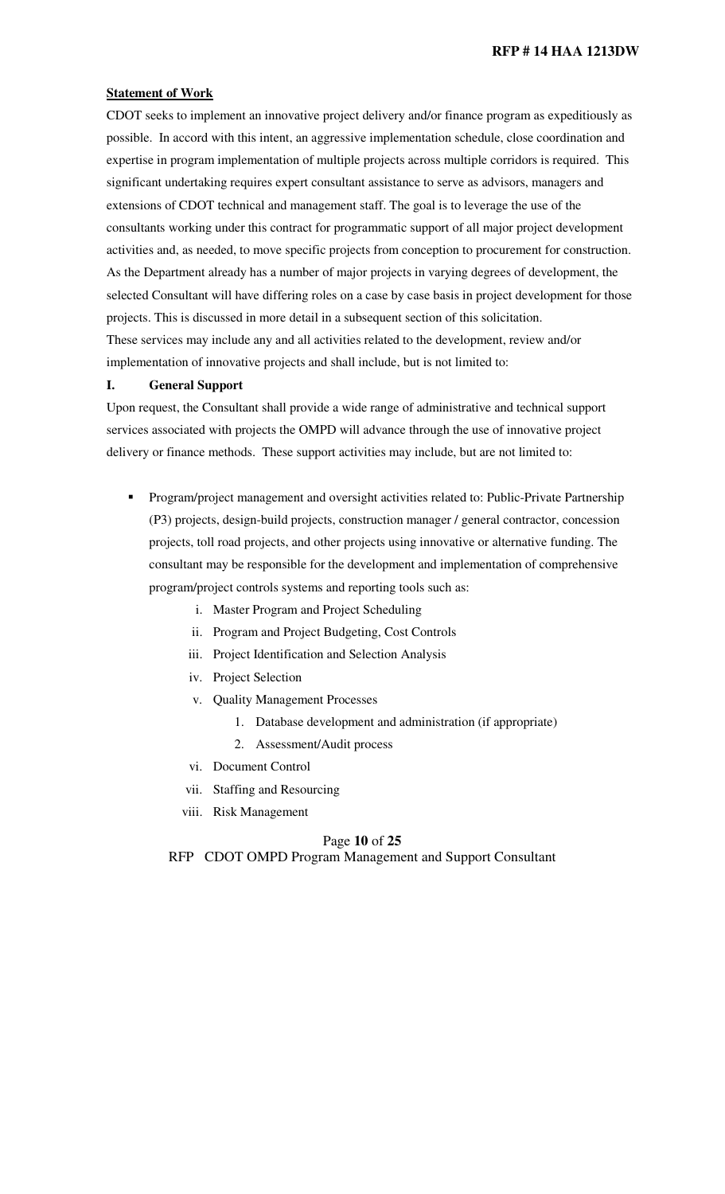**Statement of Work**

CDOT seeks to implement an innovative project delivery and/or finance program as expeditiously as possible. In accord with this intent, an aggressive implementation schedule, close coordination and expertise in program implementation of multiple projects across multiple corridors is required. This significant undertaking requires expert consultant assistance to serve as advisors, managers and extensions of CDOT technical and management staff. The goal is to leverage the use of the consultants working under this contract for programmatic support of all major project development activities and, as needed, to move specific projects from conception to procurement for construction. As the Department already has a number of major projects in varying degrees of development, the selected Consultant will have differing roles on a case by case basis in project development for those projects. This is discussed in more detail in a subsequent section of this solicitation.

These services may include any and all activities related to the development, review and/or implementation of innovative projects and shall include, but is not limited to:

**I. General Support**

Upon request, the Consultant shall provide a wide range of administrative and technical support services associated with projects the OMPD will advance through the use of innovative project delivery or finance methods. These support activities may include, but are not limited to:

- Program/project management and oversight activities related to: Public-Private Partnership (P3) projects, design-build projects, construction manager / general contractor, concession projects, toll road projects, and other projects using innovative or alternative funding. The consultant may be responsible for the development and implementation of comprehensive program/project controls systems and reporting tools such as:
    - i. Master Program and Project Scheduling
    - ii. Program and Project Budgeting, Cost Controls
    - iii. Project Identification and Selection Analysis
    - iv. Project Selection
    - v. Quality Management Processes
        1. Database development and administration (if appropriate)
        2. Assessment/Audit process
    - vi. Document Control
    - vii. Staffing and Resourcing
    - viii. Risk Management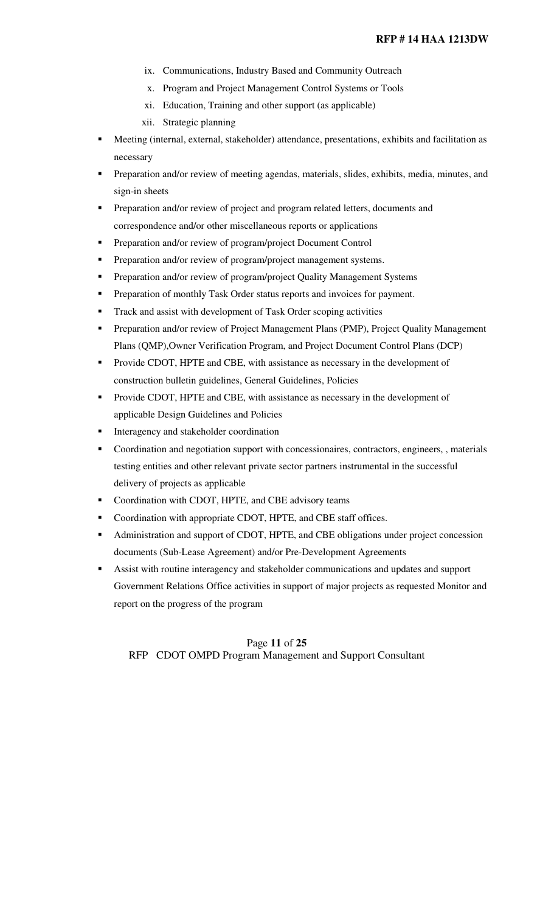ix. Communications, Industry Based and Community Outreach
x. Program and Project Management Control Systems or Tools
xi. Education, Training and other support (as applicable)
xii. Strategic planning

- Meeting (internal, external, stakeholder) attendance, presentations, exhibits and facilitation as necessary
- Preparation and/or review of meeting agendas, materials, slides, exhibits, media, minutes, and sign-in sheets
- Preparation and/or review of project and program related letters, documents and correspondence and/or other miscellaneous reports or applications
- Preparation and/or review of program/project Document Control
- Preparation and/or review of program/project management systems.
- Preparation and/or review of program/project Quality Management Systems
- Preparation of monthly Task Order status reports and invoices for payment.
- Track and assist with development of Task Order scoping activities
- Preparation and/or review of Project Management Plans (PMP), Project Quality Management Plans (QMP),Owner Verification Program, and Project Document Control Plans (DCP)
- Provide CDOT, HPTE and CBE, with assistance as necessary in the development of construction bulletin guidelines, General Guidelines, Policies
- Provide CDOT, HPTE and CBE, with assistance as necessary in the development of applicable Design Guidelines and Policies
- Interagency and stakeholder coordination
- Coordination and negotiation support with concessionaires, contractors, engineers, , materials testing entities and other relevant private sector partners instrumental in the successful delivery of projects as applicable
- Coordination with CDOT, HPTE, and CBE advisory teams
- Coordination with appropriate CDOT, HPTE, and CBE staff offices.
- Administration and support of CDOT, HPTE, and CBE obligations under project concession documents (Sub-Lease Agreement) and/or Pre-Development Agreements
- Assist with routine interagency and stakeholder communications and updates and support Government Relations Office activities in support of major projects as requested Monitor and report on the progress of the program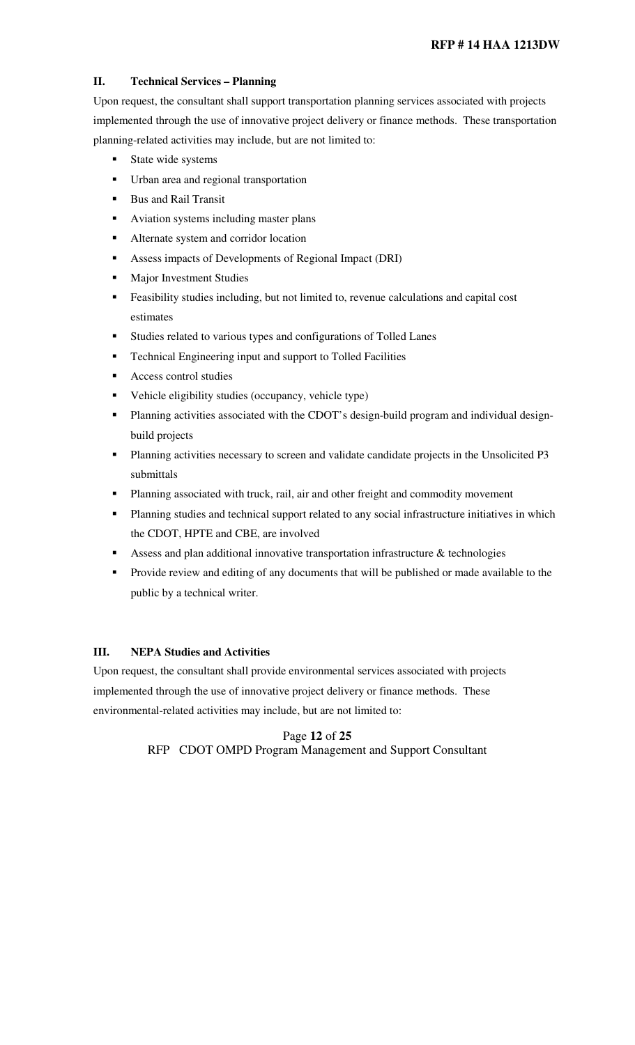### II. Technical Services – Planning

Upon request, the consultant shall support transportation planning services associated with projects implemented through the use of innovative project delivery or finance methods. These transportation planning-related activities may include, but are not limited to:

- State wide systems
- Urban area and regional transportation
- Bus and Rail Transit
- Aviation systems including master plans
- Alternate system and corridor location
- Assess impacts of Developments of Regional Impact (DRI)
- Major Investment Studies
- Feasibility studies including, but not limited to, revenue calculations and capital cost estimates
- Studies related to various types and configurations of Tolled Lanes
- Technical Engineering input and support to Tolled Facilities
- Access control studies
- Vehicle eligibility studies (occupancy, vehicle type)
- Planning activities associated with the CDOT's design-build program and individual design-build projects
- Planning activities necessary to screen and validate candidate projects in the Unsolicited P3 submittals
- Planning associated with truck, rail, air and other freight and commodity movement
- Planning studies and technical support related to any social infrastructure initiatives in which the CDOT, HPTE and CBE, are involved
- Assess and plan additional innovative transportation infrastructure & technologies
- Provide review and editing of any documents that will be published or made available to the public by a technical writer.

### III. NEPA Studies and Activities

Upon request, the consultant shall provide environmental services associated with projects implemented through the use of innovative project delivery or finance methods. These environmental-related activities may include, but are not limited to: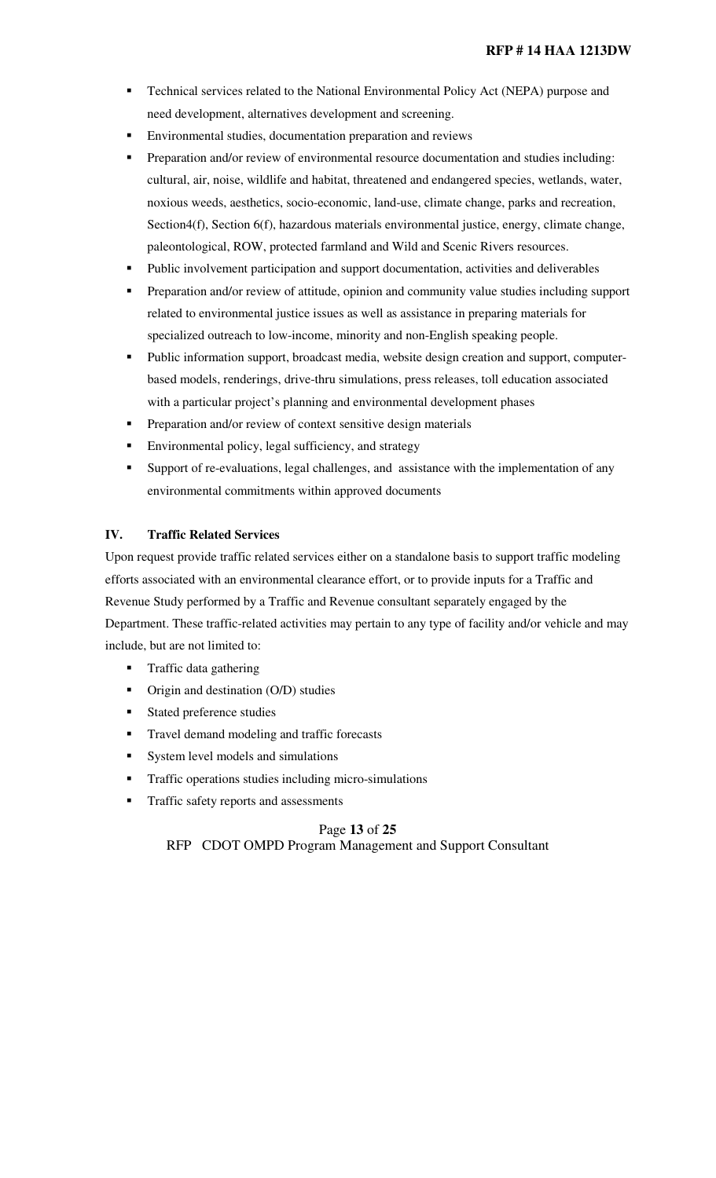- Technical services related to the National Environmental Policy Act (NEPA) purpose and need development, alternatives development and screening.
- Environmental studies, documentation preparation and reviews
- Preparation and/or review of environmental resource documentation and studies including: cultural, air, noise, wildlife and habitat, threatened and endangered species, wetlands, water, noxious weeds, aesthetics, socio-economic, land-use, climate change, parks and recreation, Section4(f), Section 6(f), hazardous materials environmental justice, energy, climate change, paleontological, ROW, protected farmland and Wild and Scenic Rivers resources.
- Public involvement participation and support documentation, activities and deliverables
- Preparation and/or review of attitude, opinion and community value studies including support related to environmental justice issues as well as assistance in preparing materials for specialized outreach to low-income, minority and non-English speaking people.
- Public information support, broadcast media, website design creation and support, computer-based models, renderings, drive-thru simulations, press releases, toll education associated with a particular project's planning and environmental development phases
- Preparation and/or review of context sensitive design materials
- Environmental policy, legal sufficiency, and strategy
- Support of re-evaluations, legal challenges, and assistance with the implementation of any environmental commitments within approved documents

## IV. Traffic Related Services

Upon request provide traffic related services either on a standalone basis to support traffic modeling efforts associated with an environmental clearance effort, or to provide inputs for a Traffic and Revenue Study performed by a Traffic and Revenue consultant separately engaged by the Department. These traffic-related activities may pertain to any type of facility and/or vehicle and may include, but are not limited to:

- Traffic data gathering
- Origin and destination (O/D) studies
- Stated preference studies
- Travel demand modeling and traffic forecasts
- System level models and simulations
- Traffic operations studies including micro-simulations
- Traffic safety reports and assessments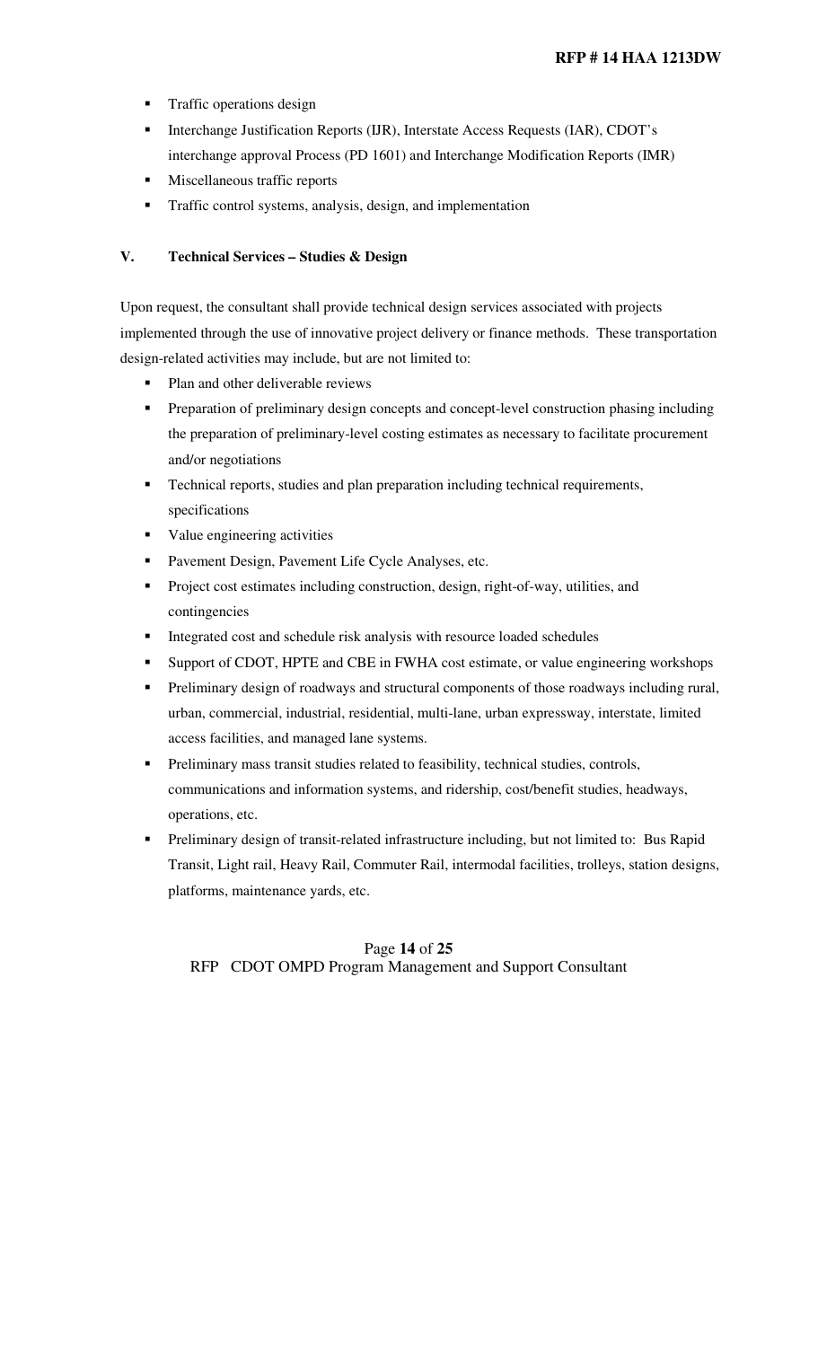- Traffic operations design
- Interchange Justification Reports (IJR), Interstate Access Requests (IAR), CDOT's interchange approval Process (PD 1601) and Interchange Modification Reports (IMR)
- Miscellaneous traffic reports
- Traffic control systems, analysis, design, and implementation

**V. Technical Services – Studies & Design**

Upon request, the consultant shall provide technical design services associated with projects implemented through the use of innovative project delivery or finance methods. These transportation design-related activities may include, but are not limited to:

- Plan and other deliverable reviews
- Preparation of preliminary design concepts and concept-level construction phasing including the preparation of preliminary-level costing estimates as necessary to facilitate procurement and/or negotiations
- Technical reports, studies and plan preparation including technical requirements, specifications
- Value engineering activities
- Pavement Design, Pavement Life Cycle Analyses, etc.
- Project cost estimates including construction, design, right-of-way, utilities, and contingencies
- Integrated cost and schedule risk analysis with resource loaded schedules
- Support of CDOT, HPTE and CBE in FWHA cost estimate, or value engineering workshops
- Preliminary design of roadways and structural components of those roadways including rural, urban, commercial, industrial, residential, multi-lane, urban expressway, interstate, limited access facilities, and managed lane systems.
- Preliminary mass transit studies related to feasibility, technical studies, controls, communications and information systems, and ridership, cost/benefit studies, headways, operations, etc.
- Preliminary design of transit-related infrastructure including, but not limited to: Bus Rapid Transit, Light rail, Heavy Rail, Commuter Rail, intermodal facilities, trolleys, station designs, platforms, maintenance yards, etc.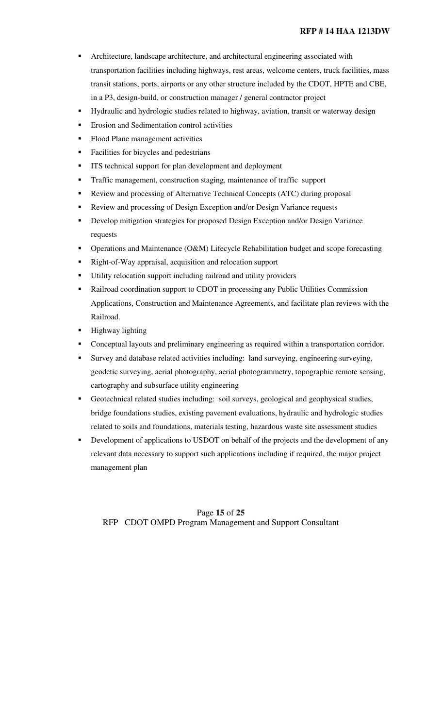- Architecture, landscape architecture, and architectural engineering associated with transportation facilities including highways, rest areas, welcome centers, truck facilities, mass transit stations, ports, airports or any other structure included by the CDOT, HPTE and CBE, in a P3, design-build, or construction manager / general contractor project
- Hydraulic and hydrologic studies related to highway, aviation, transit or waterway design
- Erosion and Sedimentation control activities
- Flood Plane management activities
- Facilities for bicycles and pedestrians
- ITS technical support for plan development and deployment
- Traffic management, construction staging, maintenance of traffic support
- Review and processing of Alternative Technical Concepts (ATC) during proposal
- Review and processing of Design Exception and/or Design Variance requests
- Develop mitigation strategies for proposed Design Exception and/or Design Variance requests
- Operations and Maintenance (O&M) Lifecycle Rehabilitation budget and scope forecasting
- Right-of-Way appraisal, acquisition and relocation support
- Utility relocation support including railroad and utility providers
- Railroad coordination support to CDOT in processing any Public Utilities Commission Applications, Construction and Maintenance Agreements, and facilitate plan reviews with the Railroad.
- Highway lighting
- Conceptual layouts and preliminary engineering as required within a transportation corridor.
- Survey and database related activities including: land surveying, engineering surveying, geodetic surveying, aerial photography, aerial photogrammetry, topographic remote sensing, cartography and subsurface utility engineering
- Geotechnical related studies including: soil surveys, geological and geophysical studies, bridge foundations studies, existing pavement evaluations, hydraulic and hydrologic studies related to soils and foundations, materials testing, hazardous waste site assessment studies
- Development of applications to USDOT on behalf of the projects and the development of any relevant data necessary to support such applications including if required, the major project management plan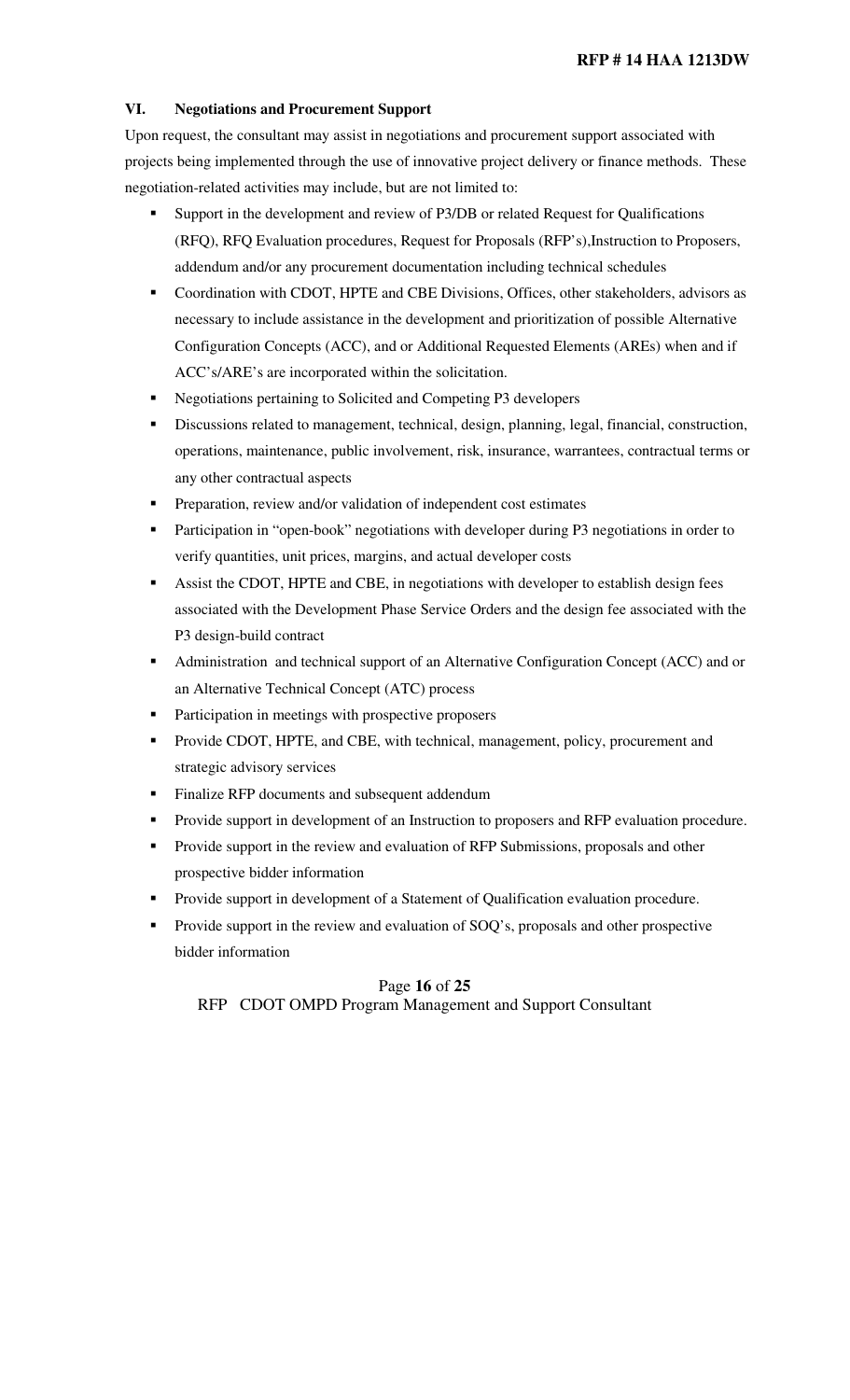### VI. Negotiations and Procurement Support

Upon request, the consultant may assist in negotiations and procurement support associated with projects being implemented through the use of innovative project delivery or finance methods. These negotiation-related activities may include, but are not limited to:

- Support in the development and review of P3/DB or related Request for Qualifications (RFQ), RFQ Evaluation procedures, Request for Proposals (RFP's),Instruction to Proposers, addendum and/or any procurement documentation including technical schedules
- Coordination with CDOT, HPTE and CBE Divisions, Offices, other stakeholders, advisors as necessary to include assistance in the development and prioritization of possible Alternative Configuration Concepts (ACC), and or Additional Requested Elements (AREs) when and if ACC's/ARE's are incorporated within the solicitation.
- Negotiations pertaining to Solicited and Competing P3 developers
- Discussions related to management, technical, design, planning, legal, financial, construction, operations, maintenance, public involvement, risk, insurance, warrantees, contractual terms or any other contractual aspects
- Preparation, review and/or validation of independent cost estimates
- Participation in "open-book" negotiations with developer during P3 negotiations in order to verify quantities, unit prices, margins, and actual developer costs
- Assist the CDOT, HPTE and CBE, in negotiations with developer to establish design fees associated with the Development Phase Service Orders and the design fee associated with the P3 design-build contract
- Administration and technical support of an Alternative Configuration Concept (ACC) and or an Alternative Technical Concept (ATC) process
- Participation in meetings with prospective proposers
- Provide CDOT, HPTE, and CBE, with technical, management, policy, procurement and strategic advisory services
- Finalize RFP documents and subsequent addendum
- Provide support in development of an Instruction to proposers and RFP evaluation procedure.
- Provide support in the review and evaluation of RFP Submissions, proposals and other prospective bidder information
- Provide support in development of a Statement of Qualification evaluation procedure.
- Provide support in the review and evaluation of SOQ's, proposals and other prospective bidder information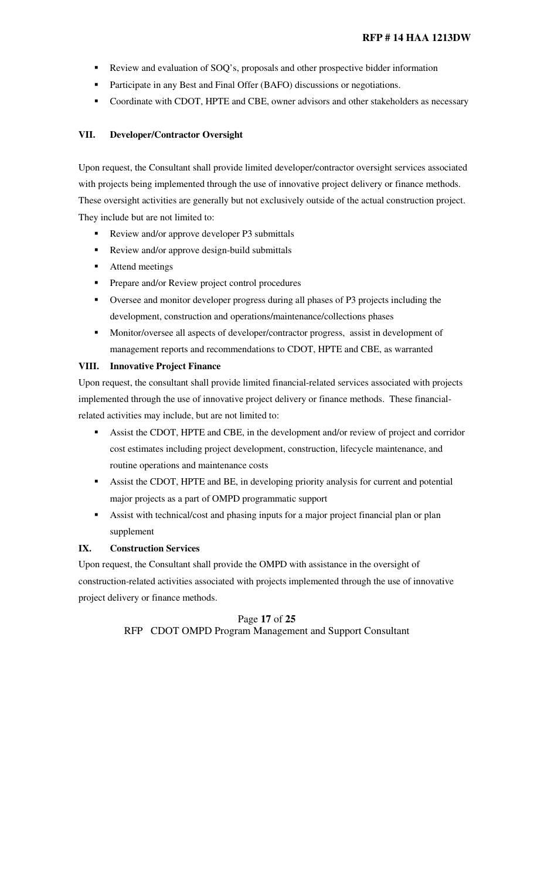- Review and evaluation of SOQ's, proposals and other prospective bidder information
- Participate in any Best and Final Offer (BAFO) discussions or negotiations.
- Coordinate with CDOT, HPTE and CBE, owner advisors and other stakeholders as necessary

## VII. Developer/Contractor Oversight

Upon request, the Consultant shall provide limited developer/contractor oversight services associated with projects being implemented through the use of innovative project delivery or finance methods. These oversight activities are generally but not exclusively outside of the actual construction project. They include but are not limited to:

- Review and/or approve developer P3 submittals
- Review and/or approve design-build submittals
- Attend meetings
- Prepare and/or Review project control procedures
- Oversee and monitor developer progress during all phases of P3 projects including the development, construction and operations/maintenance/collections phases
- Monitor/oversee all aspects of developer/contractor progress, assist in development of management reports and recommendations to CDOT, HPTE and CBE, as warranted

## VIII. Innovative Project Finance

Upon request, the consultant shall provide limited financial-related services associated with projects implemented through the use of innovative project delivery or finance methods. These financial-related activities may include, but are not limited to:

- Assist the CDOT, HPTE and CBE, in the development and/or review of project and corridor cost estimates including project development, construction, lifecycle maintenance, and routine operations and maintenance costs
- Assist the CDOT, HPTE and BE, in developing priority analysis for current and potential major projects as a part of OMPD programmatic support
- Assist with technical/cost and phasing inputs for a major project financial plan or plan supplement

## IX. Construction Services

Upon request, the Consultant shall provide the OMPD with assistance in the oversight of construction-related activities associated with projects implemented through the use of innovative project delivery or finance methods.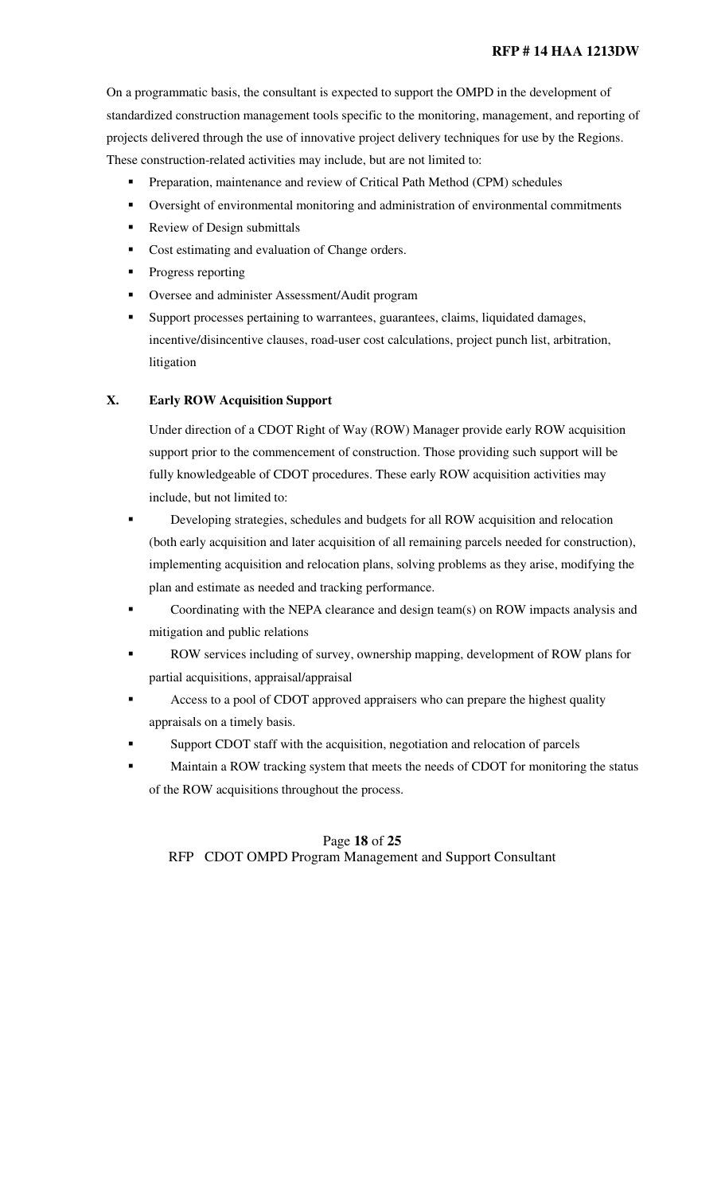On a programmatic basis, the consultant is expected to support the OMPD in the development of standardized construction management tools specific to the monitoring, management, and reporting of projects delivered through the use of innovative project delivery techniques for use by the Regions. These construction-related activities may include, but are not limited to:

- Preparation, maintenance and review of Critical Path Method (CPM) schedules
- Oversight of environmental monitoring and administration of environmental commitments
- Review of Design submittals
- Cost estimating and evaluation of Change orders.
- Progress reporting
- Oversee and administer Assessment/Audit program
- Support processes pertaining to warrantees, guarantees, claims, liquidated damages, incentive/disincentive clauses, road-user cost calculations, project punch list, arbitration, litigation

## X. Early ROW Acquisition Support

Under direction of a CDOT Right of Way (ROW) Manager provide early ROW acquisition support prior to the commencement of construction. Those providing such support will be fully knowledgeable of CDOT procedures. These early ROW acquisition activities may include, but not limited to:

- Developing strategies, schedules and budgets for all ROW acquisition and relocation (both early acquisition and later acquisition of all remaining parcels needed for construction), implementing acquisition and relocation plans, solving problems as they arise, modifying the plan and estimate as needed and tracking performance.
- Coordinating with the NEPA clearance and design team(s) on ROW impacts analysis and mitigation and public relations
- ROW services including of survey, ownership mapping, development of ROW plans for partial acquisitions, appraisal/appraisal
- Access to a pool of CDOT approved appraisers who can prepare the highest quality appraisals on a timely basis.
- Support CDOT staff with the acquisition, negotiation and relocation of parcels
- Maintain a ROW tracking system that meets the needs of CDOT for monitoring the status of the ROW acquisitions throughout the process.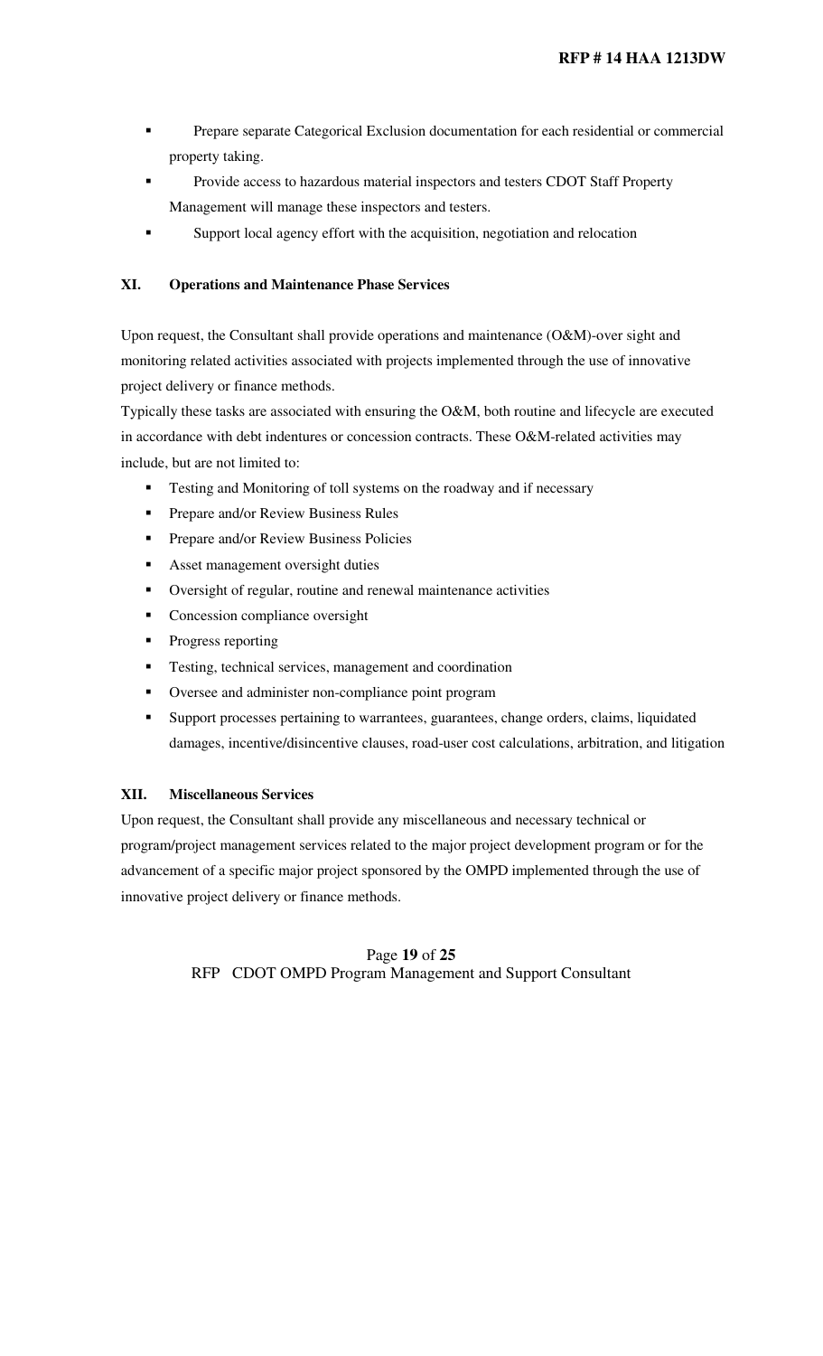- Prepare separate Categorical Exclusion documentation for each residential or commercial property taking.
- Provide access to hazardous material inspectors and testers CDOT Staff Property Management will manage these inspectors and testers.
- Support local agency effort with the acquisition, negotiation and relocation

### XI. Operations and Maintenance Phase Services

Upon request, the Consultant shall provide operations and maintenance (O&M)-over sight and monitoring related activities associated with projects implemented through the use of innovative project delivery or finance methods.

Typically these tasks are associated with ensuring the O&M, both routine and lifecycle are executed in accordance with debt indentures or concession contracts. These O&M-related activities may include, but are not limited to:

- Testing and Monitoring of toll systems on the roadway and if necessary
- Prepare and/or Review Business Rules
- Prepare and/or Review Business Policies
- Asset management oversight duties
- Oversight of regular, routine and renewal maintenance activities
- Concession compliance oversight
- Progress reporting
- Testing, technical services, management and coordination
- Oversee and administer non-compliance point program
- Support processes pertaining to warrantees, guarantees, change orders, claims, liquidated damages, incentive/disincentive clauses, road-user cost calculations, arbitration, and litigation

### XII. Miscellaneous Services

Upon request, the Consultant shall provide any miscellaneous and necessary technical or program/project management services related to the major project development program or for the advancement of a specific major project sponsored by the OMPD implemented through the use of innovative project delivery or finance methods.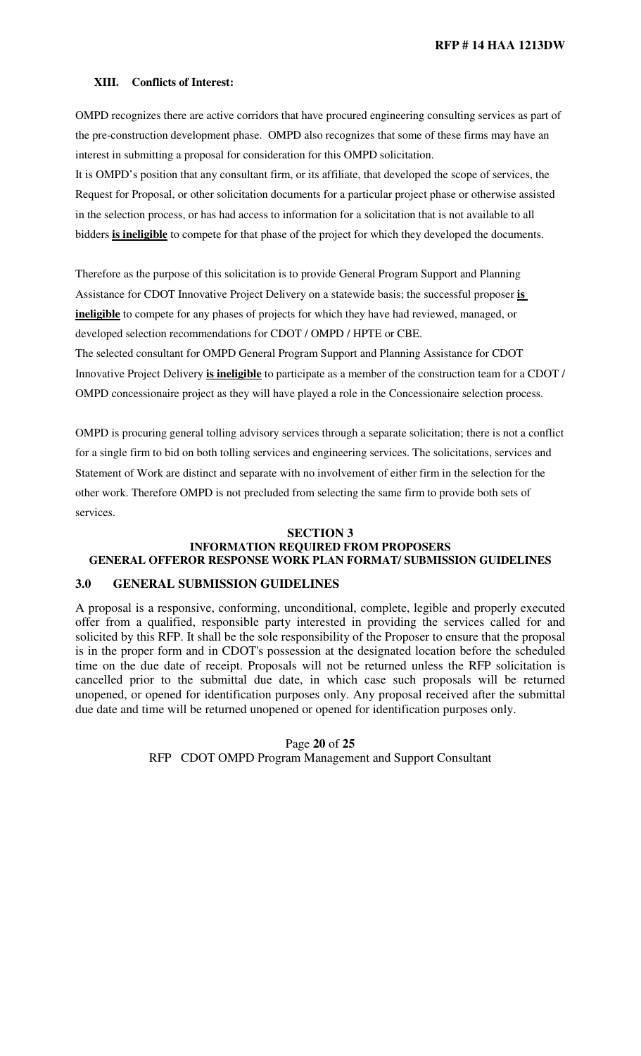### XIII. Conflicts of Interest:

OMPD recognizes there are active corridors that have procured engineering consulting services as part of the pre-construction development phase. OMPD also recognizes that some of these firms may have an interest in submitting a proposal for consideration for this OMPD solicitation.

It is OMPD's position that any consultant firm, or its affiliate, that developed the scope of services, the Request for Proposal, or other solicitation documents for a particular project phase or otherwise assisted in the selection process, or has had access to information for a solicitation that is not available to all bidders **is ineligible** to compete for that phase of the project for which they developed the documents.

Therefore as the purpose of this solicitation is to provide General Program Support and Planning Assistance for CDOT Innovative Project Delivery on a statewide basis; the successful proposer **is ineligible** to compete for any phases of projects for which they have had reviewed, managed, or developed selection recommendations for CDOT / OMPD / HPTE or CBE.

The selected consultant for OMPD General Program Support and Planning Assistance for CDOT Innovative Project Delivery **is ineligible** to participate as a member of the construction team for a CDOT / OMPD concessionaire project as they will have played a role in the Concessionaire selection process.

OMPD is procuring general tolling advisory services through a separate solicitation; there is not a conflict for a single firm to bid on both tolling services and engineering services. The solicitations, services and Statement of Work are distinct and separate with no involvement of either firm in the selection for the other work. Therefore OMPD is not precluded from selecting the same firm to provide both sets of services.

## SECTION 3
## INFORMATION REQUIRED FROM PROPOSERS
## GENERAL OFFEROR RESPONSE WORK PLAN FORMAT/ SUBMISSION GUIDELINES

### 3.0 GENERAL SUBMISSION GUIDELINES

A proposal is a responsive, conforming, unconditional, complete, legible and properly executed offer from a qualified, responsible party interested in providing the services called for and solicited by this RFP. It shall be the sole responsibility of the Proposer to ensure that the proposal is in the proper form and in CDOT's possession at the designated location before the scheduled time on the due date of receipt. Proposals will not be returned unless the RFP solicitation is cancelled prior to the submittal due date, in which case such proposals will be returned unopened, or opened for identification purposes only. Any proposal received after the submittal due date and time will be returned unopened or opened for identification purposes only.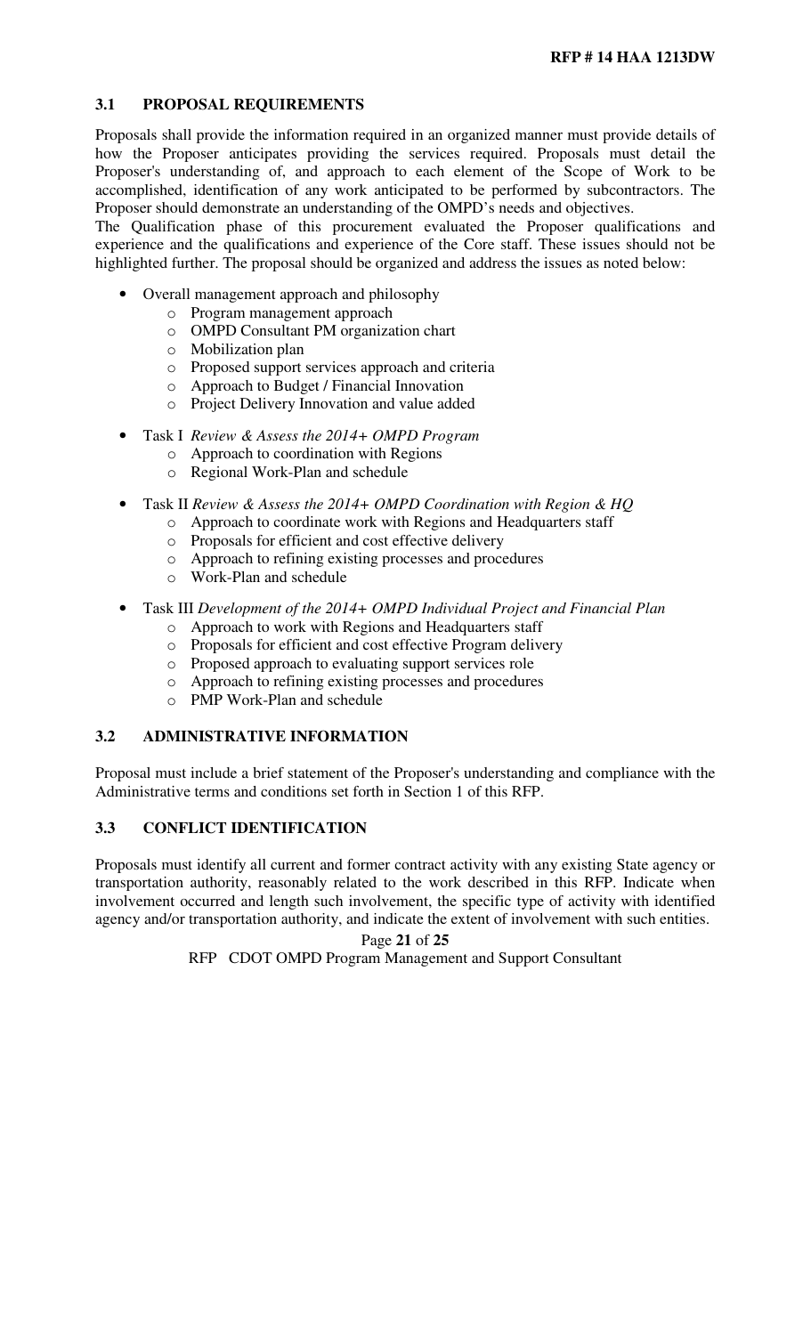## 3.1 PROPOSAL REQUIREMENTS

Proposals shall provide the information required in an organized manner must provide details of how the Proposer anticipates providing the services required. Proposals must detail the Proposer's understanding of, and approach to each element of the Scope of Work to be accomplished, identification of any work anticipated to be performed by subcontractors. The Proposer should demonstrate an understanding of the OMPD's needs and objectives.

The Qualification phase of this procurement evaluated the Proposer qualifications and experience and the qualifications and experience of the Core staff. These issues should not be highlighted further. The proposal should be organized and address the issues as noted below:

- Overall management approach and philosophy
  - Program management approach
  - OMPD Consultant PM organization chart
  - Mobilization plan
  - Proposed support services approach and criteria
  - Approach to Budget / Financial Innovation
  - Project Delivery Innovation and value added
- Task I *Review & Assess the 2014+ OMPD Program*
  - Approach to coordination with Regions
  - Regional Work-Plan and schedule
- Task II *Review & Assess the 2014+ OMPD Coordination with Region & HQ*
  - Approach to coordinate work with Regions and Headquarters staff
  - Proposals for efficient and cost effective delivery
  - Approach to refining existing processes and procedures
  - Work-Plan and schedule
- Task III *Development of the 2014+ OMPD Individual Project and Financial Plan*
  - Approach to work with Regions and Headquarters staff
  - Proposals for efficient and cost effective Program delivery
  - Proposed approach to evaluating support services role
  - Approach to refining existing processes and procedures
  - PMP Work-Plan and schedule

## 3.2 ADMINISTRATIVE INFORMATION

Proposal must include a brief statement of the Proposer's understanding and compliance with the Administrative terms and conditions set forth in Section 1 of this RFP.

## 3.3 CONFLICT IDENTIFICATION

Proposals must identify all current and former contract activity with any existing State agency or transportation authority, reasonably related to the work described in this RFP. Indicate when involvement occurred and length such involvement, the specific type of activity with identified agency and/or transportation authority, and indicate the extent of involvement with such entities.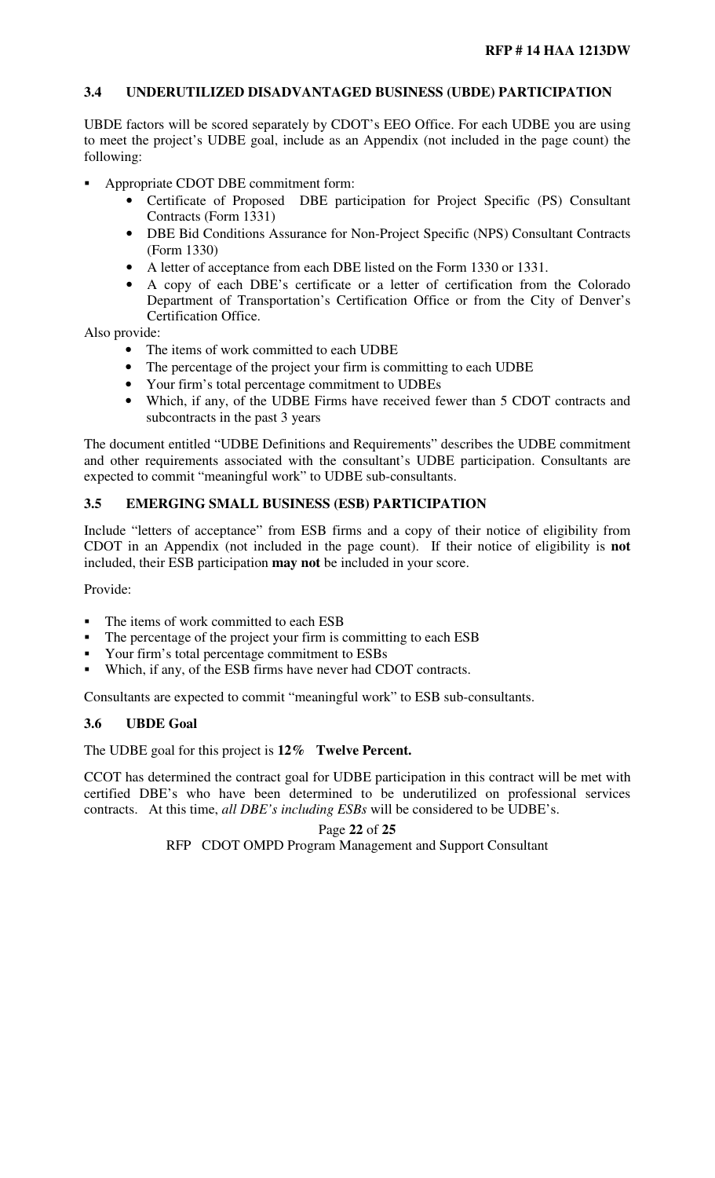### 3.4 UNDERUTILIZED DISADVANTAGED BUSINESS (UBDE) PARTICIPATION

UBDE factors will be scored separately by CDOT's EEO Office. For each UDBE you are using to meet the project's UDBE goal, include as an Appendix (not included in the page count) the following:

- Appropriate CDOT DBE commitment form:
  - Certificate of Proposed DBE participation for Project Specific (PS) Consultant Contracts (Form 1331)
  - DBE Bid Conditions Assurance for Non-Project Specific (NPS) Consultant Contracts (Form 1330)
  - A letter of acceptance from each DBE listed on the Form 1330 or 1331.
  - A copy of each DBE's certificate or a letter of certification from the Colorado Department of Transportation's Certification Office or from the City of Denver's Certification Office.

Also provide:

- The items of work committed to each UDBE
- The percentage of the project your firm is committing to each UDBE
- Your firm's total percentage commitment to UDBEs
- Which, if any, of the UDBE Firms have received fewer than 5 CDOT contracts and subcontracts in the past 3 years

The document entitled "UDBE Definitions and Requirements" describes the UDBE commitment and other requirements associated with the consultant's UDBE participation. Consultants are expected to commit "meaningful work" to UDBE sub-consultants.

### 3.5 EMERGING SMALL BUSINESS (ESB) PARTICIPATION

Include "letters of acceptance" from ESB firms and a copy of their notice of eligibility from CDOT in an Appendix (not included in the page count). If their notice of eligibility is **not** included, their ESB participation **may not** be included in your score.

Provide:

- The items of work committed to each ESB
- The percentage of the project your firm is committing to each ESB
- Your firm's total percentage commitment to ESBs
- Which, if any, of the ESB firms have never had CDOT contracts.

Consultants are expected to commit "meaningful work" to ESB sub-consultants.

### 3.6 UBDE Goal

The UDBE goal for this project is **12% Twelve Percent.**

CCOT has determined the contract goal for UDBE participation in this contract will be met with certified DBE's who have been determined to be underutilized on professional services contracts. At this time, *all DBE's including ESBs* will be considered to be UDBE's.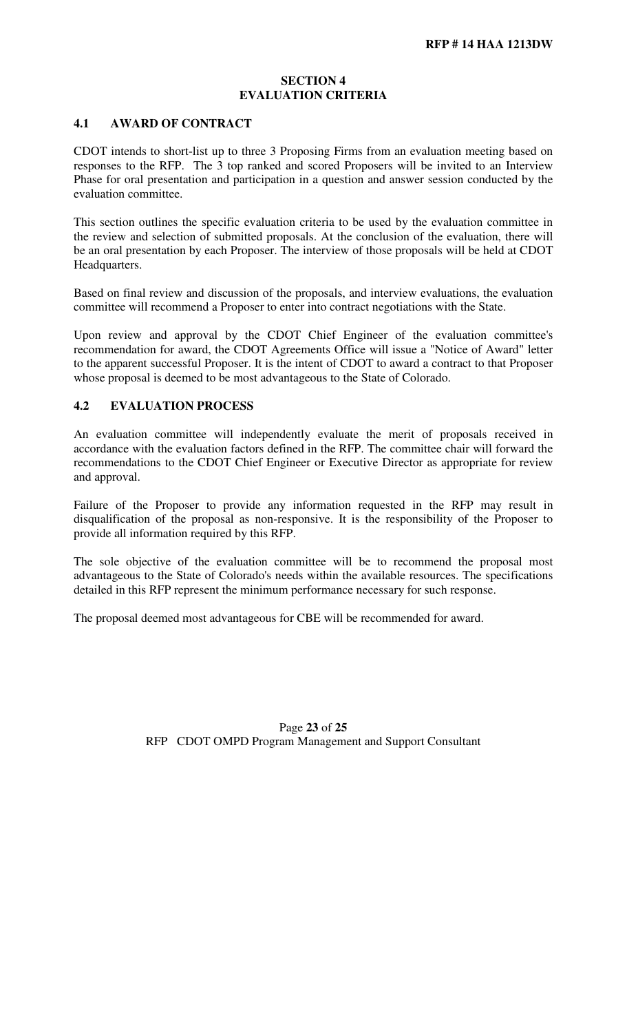# SECTION 4
# EVALUATION CRITERIA

## 4.1 AWARD OF CONTRACT

CDOT intends to short-list up to three 3 Proposing Firms from an evaluation meeting based on responses to the RFP. The 3 top ranked and scored Proposers will be invited to an Interview Phase for oral presentation and participation in a question and answer session conducted by the evaluation committee.

This section outlines the specific evaluation criteria to be used by the evaluation committee in the review and selection of submitted proposals. At the conclusion of the evaluation, there will be an oral presentation by each Proposer. The interview of those proposals will be held at CDOT Headquarters.

Based on final review and discussion of the proposals, and interview evaluations, the evaluation committee will recommend a Proposer to enter into contract negotiations with the State.

Upon review and approval by the CDOT Chief Engineer of the evaluation committee's recommendation for award, the CDOT Agreements Office will issue a "Notice of Award" letter to the apparent successful Proposer. It is the intent of CDOT to award a contract to that Proposer whose proposal is deemed to be most advantageous to the State of Colorado.

## 4.2 EVALUATION PROCESS

An evaluation committee will independently evaluate the merit of proposals received in accordance with the evaluation factors defined in the RFP. The committee chair will forward the recommendations to the CDOT Chief Engineer or Executive Director as appropriate for review and approval.

Failure of the Proposer to provide any information requested in the RFP may result in disqualification of the proposal as non-responsive. It is the responsibility of the Proposer to provide all information required by this RFP.

The sole objective of the evaluation committee will be to recommend the proposal most advantageous to the State of Colorado's needs within the available resources. The specifications detailed in this RFP represent the minimum performance necessary for such response.

The proposal deemed most advantageous for CBE will be recommended for award.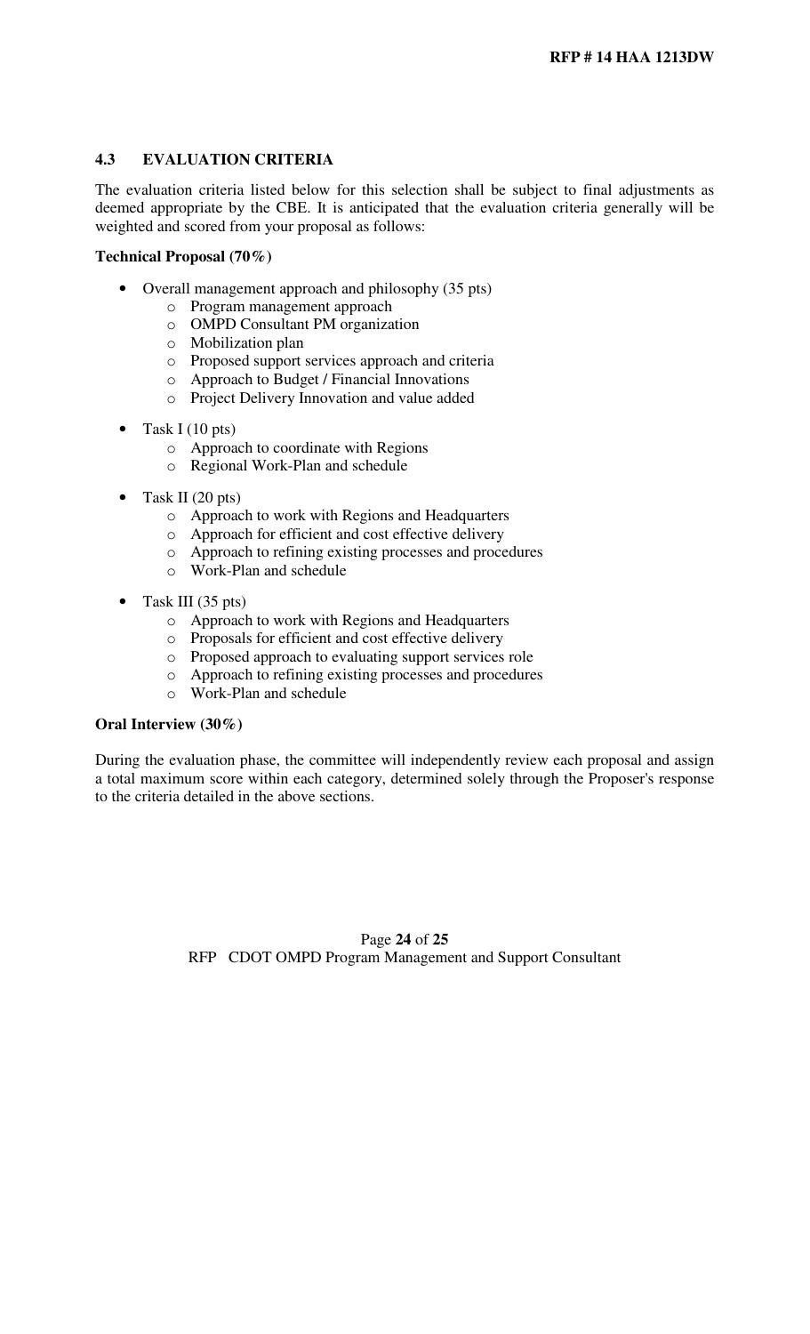### 4.3 EVALUATION CRITERIA

The evaluation criteria listed below for this selection shall be subject to final adjustments as deemed appropriate by the CBE. It is anticipated that the evaluation criteria generally will be weighted and scored from your proposal as follows:

**Technical Proposal (70%)**

- Overall management approach and philosophy (35 pts)
  - Program management approach
  - OMPD Consultant PM organization
  - Mobilization plan
  - Proposed support services approach and criteria
  - Approach to Budget / Financial Innovations
  - Project Delivery Innovation and value added
- Task I (10 pts)
  - Approach to coordinate with Regions
  - Regional Work-Plan and schedule
- Task II (20 pts)
  - Approach to work with Regions and Headquarters
  - Approach for efficient and cost effective delivery
  - Approach to refining existing processes and procedures
  - Work-Plan and schedule
- Task III (35 pts)
  - Approach to work with Regions and Headquarters
  - Proposals for efficient and cost effective delivery
  - Proposed approach to evaluating support services role
  - Approach to refining existing processes and procedures
  - Work-Plan and schedule

**Oral Interview (30%)**

During the evaluation phase, the committee will independently review each proposal and assign a total maximum score within each category, determined solely through the Proposer's response to the criteria detailed in the above sections.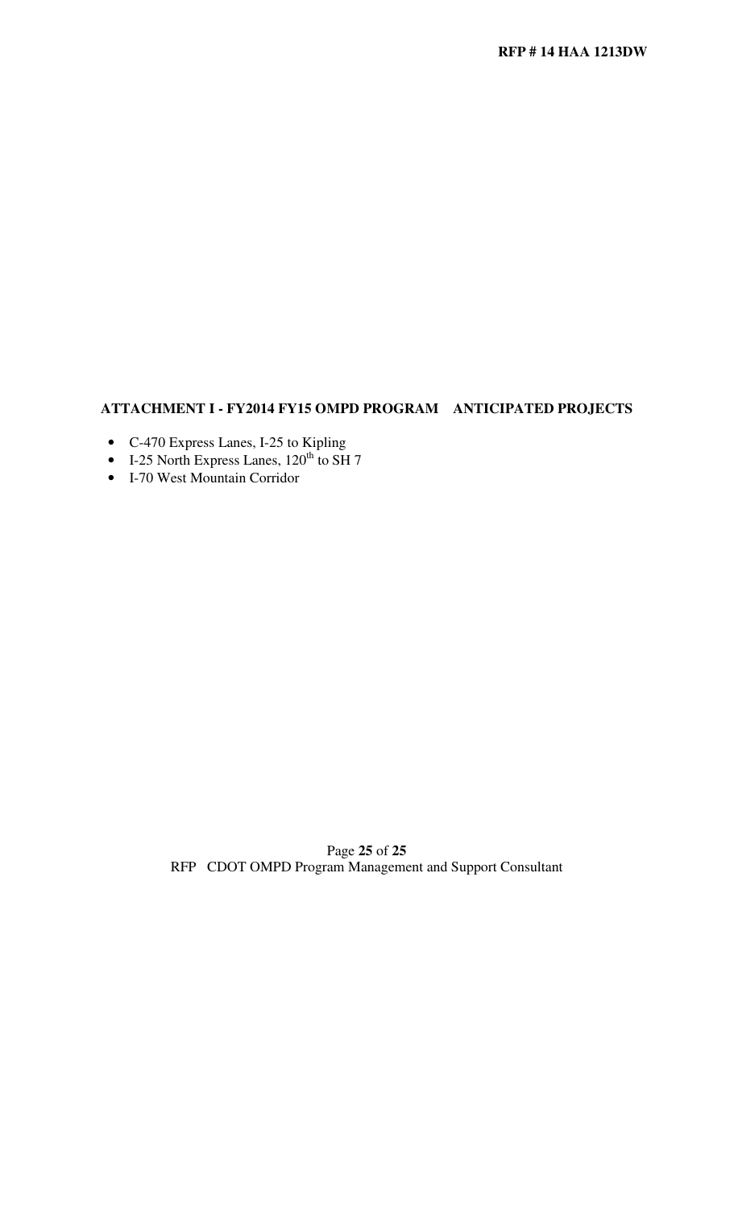## ATTACHMENT I - FY2014 FY15 OMPD PROGRAM ANTICIPATED PROJECTS

- C-470 Express Lanes, I-25 to Kipling
- I-25 North Express Lanes, 120th to SH 7
- I-70 West Mountain Corridor